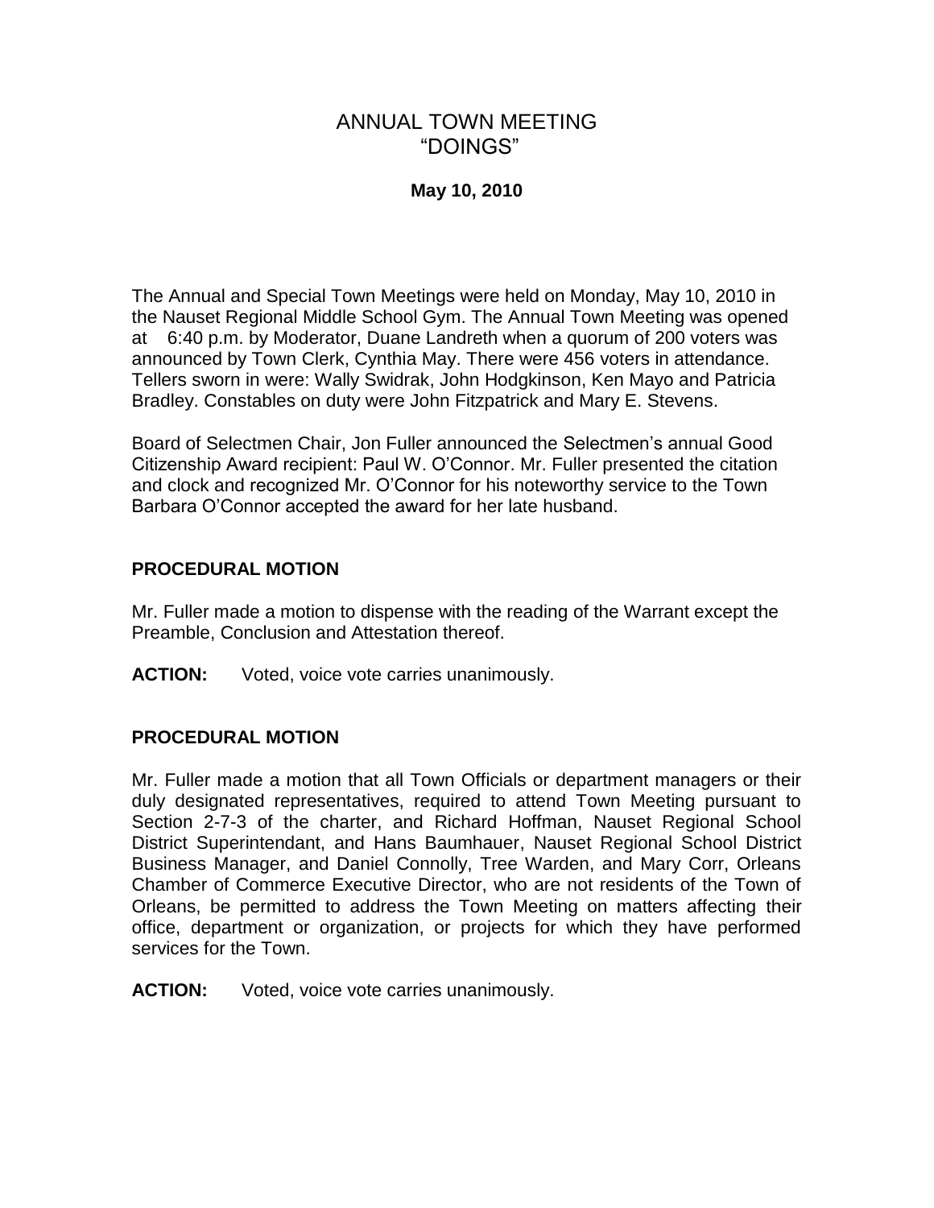# ANNUAL TOWN MEETING
# "DOINGS"

**May 10, 2010**

The Annual and Special Town Meetings were held on Monday, May 10, 2010 in the Nauset Regional Middle School Gym. The Annual Town Meeting was opened at 6:40 p.m. by Moderator, Duane Landreth when a quorum of 200 voters was announced by Town Clerk, Cynthia May. There were 456 voters in attendance. Tellers sworn in were: Wally Swidrak, John Hodgkinson, Ken Mayo and Patricia Bradley. Constables on duty were John Fitzpatrick and Mary E. Stevens.

Board of Selectmen Chair, Jon Fuller announced the Selectmen's annual Good Citizenship Award recipient: Paul W. O'Connor. Mr. Fuller presented the citation and clock and recognized Mr. O'Connor for his noteworthy service to the Town Barbara O'Connor accepted the award for her late husband.

## PROCEDURAL MOTION

Mr. Fuller made a motion to dispense with the reading of the Warrant except the Preamble, Conclusion and Attestation thereof.

**ACTION:** Voted, voice vote carries unanimously.

## PROCEDURAL MOTION

Mr. Fuller made a motion that all Town Officials or department managers or their duly designated representatives, required to attend Town Meeting pursuant to Section 2-7-3 of the charter, and Richard Hoffman, Nauset Regional School District Superintendant, and Hans Baumhauer, Nauset Regional School District Business Manager, and Daniel Connolly, Tree Warden, and Mary Corr, Orleans Chamber of Commerce Executive Director, who are not residents of the Town of Orleans, be permitted to address the Town Meeting on matters affecting their office, department or organization, or projects for which they have performed services for the Town.

**ACTION:** Voted, voice vote carries unanimously.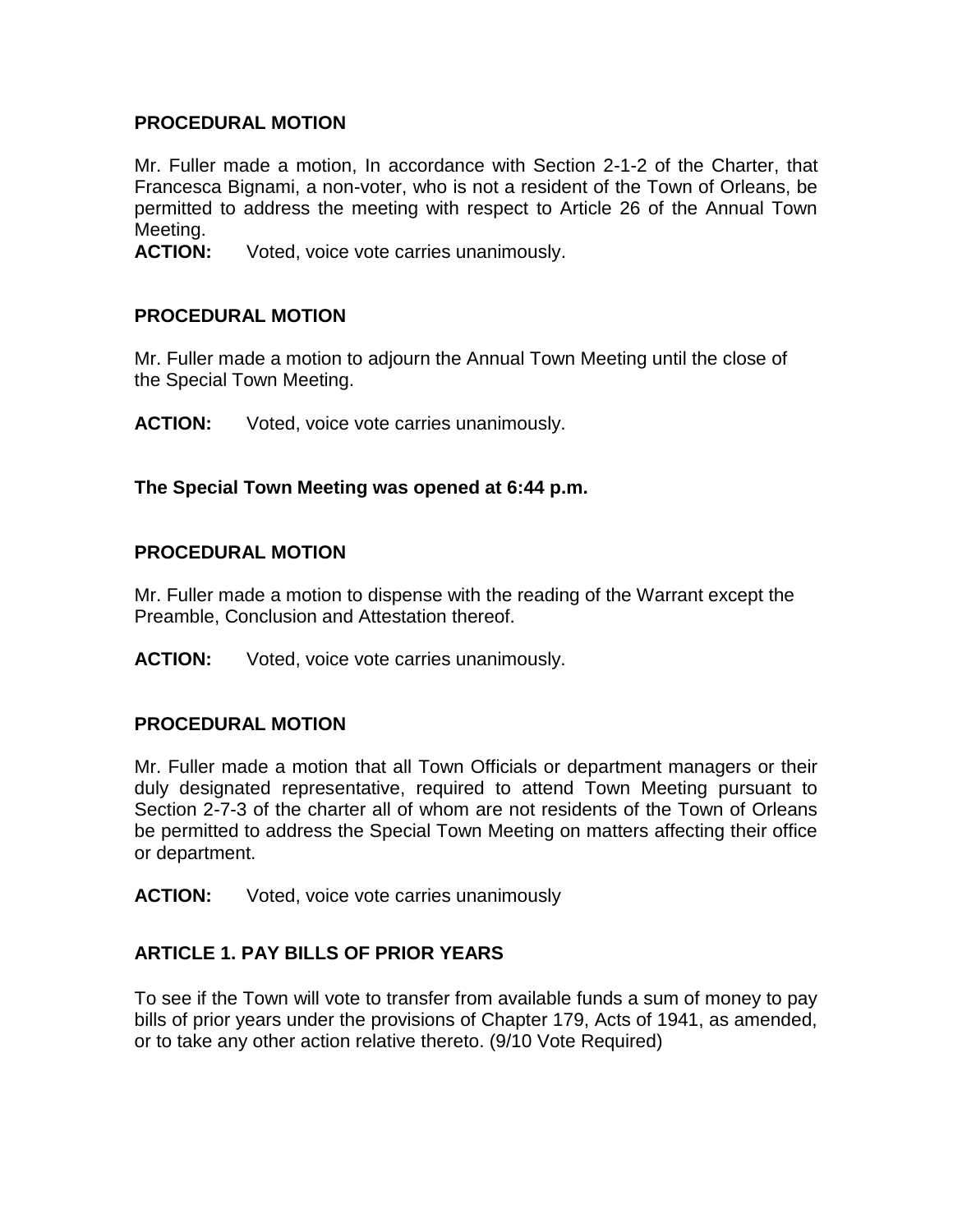### PROCEDURAL MOTION

Mr. Fuller made a motion, In accordance with Section 2-1-2 of the Charter, that Francesca Bignami, a non-voter, who is not a resident of the Town of Orleans, be permitted to address the meeting with respect to Article 26 of the Annual Town Meeting.

**ACTION:** Voted, voice vote carries unanimously.

### PROCEDURAL MOTION

Mr. Fuller made a motion to adjourn the Annual Town Meeting until the close of the Special Town Meeting.

**ACTION:** Voted, voice vote carries unanimously.

**The Special Town Meeting was opened at 6:44 p.m.**

### PROCEDURAL MOTION

Mr. Fuller made a motion to dispense with the reading of the Warrant except the Preamble, Conclusion and Attestation thereof.

**ACTION:** Voted, voice vote carries unanimously.

### PROCEDURAL MOTION

Mr. Fuller made a motion that all Town Officials or department managers or their duly designated representative, required to attend Town Meeting pursuant to Section 2-7-3 of the charter all of whom are not residents of the Town of Orleans be permitted to address the Special Town Meeting on matters affecting their office or department.

**ACTION:** Voted, voice vote carries unanimously

### ARTICLE 1. PAY BILLS OF PRIOR YEARS

To see if the Town will vote to transfer from available funds a sum of money to pay bills of prior years under the provisions of Chapter 179, Acts of 1941, as amended, or to take any other action relative thereto. (9/10 Vote Required)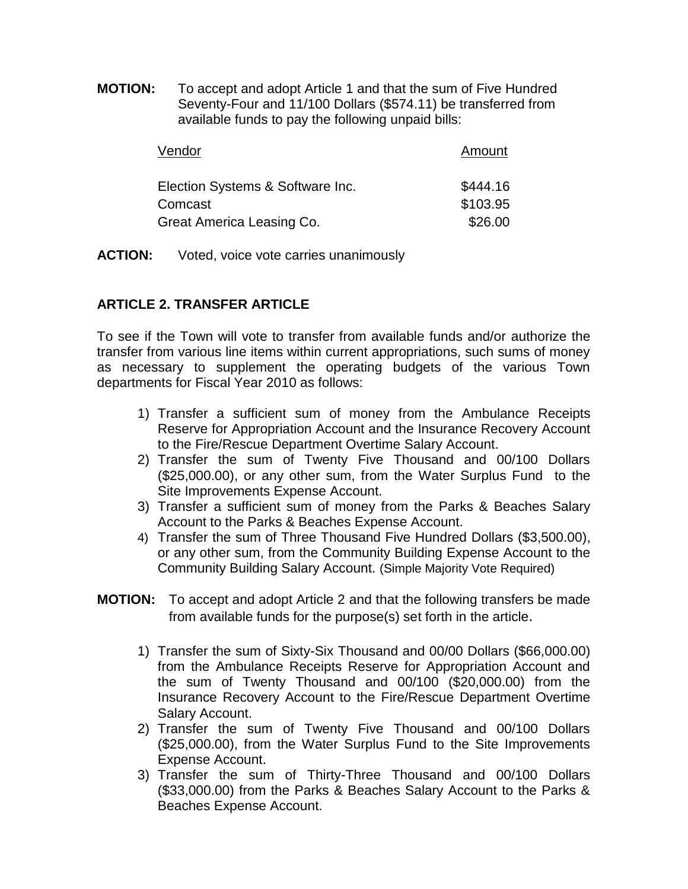**MOTION:** To accept and adopt Article 1 and that the sum of Five Hundred Seventy-Four and 11/100 Dollars ($574.11) be transferred from available funds to pay the following unpaid bills:

| Vendor | Amount |
|---|---|
| Election Systems & Software Inc. | $444.16 |
| Comcast | $103.95 |
| Great America Leasing Co. | $26.00 |

**ACTION:** Voted, voice vote carries unanimously

### ARTICLE 2. TRANSFER ARTICLE

To see if the Town will vote to transfer from available funds and/or authorize the transfer from various line items within current appropriations, such sums of money as necessary to supplement the operating budgets of the various Town departments for Fiscal Year 2010 as follows:

1) Transfer a sufficient sum of money from the Ambulance Receipts Reserve for Appropriation Account and the Insurance Recovery Account to the Fire/Rescue Department Overtime Salary Account.
2) Transfer the sum of Twenty Five Thousand and 00/100 Dollars ($25,000.00), or any other sum, from the Water Surplus Fund to the Site Improvements Expense Account.
3) Transfer a sufficient sum of money from the Parks & Beaches Salary Account to the Parks & Beaches Expense Account.
4) Transfer the sum of Three Thousand Five Hundred Dollars ($3,500.00), or any other sum, from the Community Building Expense Account to the Community Building Salary Account. (Simple Majority Vote Required)

**MOTION:** To accept and adopt Article 2 and that the following transfers be made from available funds for the purpose(s) set forth in the article.

1) Transfer the sum of Sixty-Six Thousand and 00/00 Dollars ($66,000.00) from the Ambulance Receipts Reserve for Appropriation Account and the sum of Twenty Thousand and 00/100 ($20,000.00) from the Insurance Recovery Account to the Fire/Rescue Department Overtime Salary Account.
2) Transfer the sum of Twenty Five Thousand and 00/100 Dollars ($25,000.00), from the Water Surplus Fund to the Site Improvements Expense Account.
3) Transfer the sum of Thirty-Three Thousand and 00/100 Dollars ($33,000.00) from the Parks & Beaches Salary Account to the Parks & Beaches Expense Account.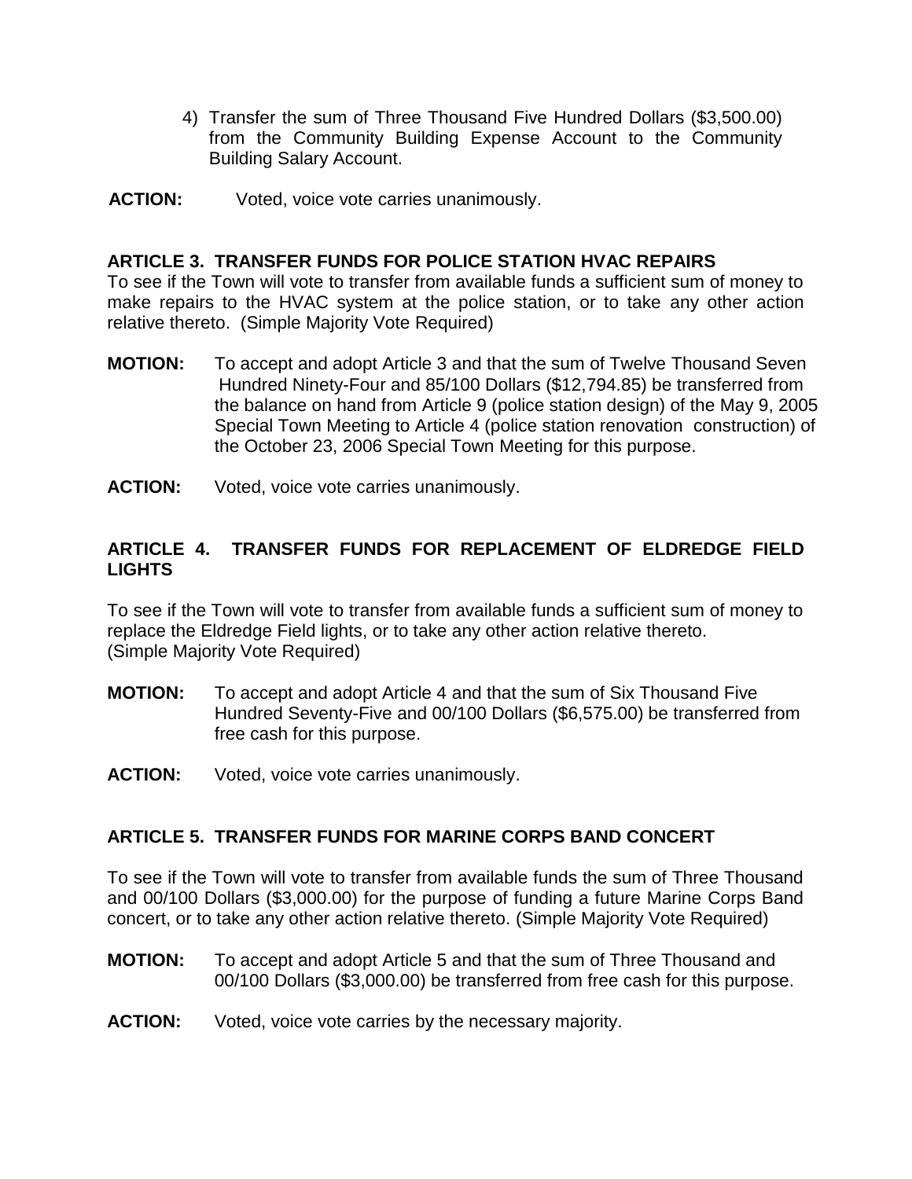4) Transfer the sum of Three Thousand Five Hundred Dollars ($3,500.00) from the Community Building Expense Account to the Community Building Salary Account.

**ACTION:** Voted, voice vote carries unanimously.

**ARTICLE 3. TRANSFER FUNDS FOR POLICE STATION HVAC REPAIRS**

To see if the Town will vote to transfer from available funds a sufficient sum of money to make repairs to the HVAC system at the police station, or to take any other action relative thereto. (Simple Majority Vote Required)

**MOTION:** To accept and adopt Article 3 and that the sum of Twelve Thousand Seven Hundred Ninety-Four and 85/100 Dollars ($12,794.85) be transferred from the balance on hand from Article 9 (police station design) of the May 9, 2005 Special Town Meeting to Article 4 (police station renovation construction) of the October 23, 2006 Special Town Meeting for this purpose.

**ACTION:** Voted, voice vote carries unanimously.

**ARTICLE 4. TRANSFER FUNDS FOR REPLACEMENT OF ELDREDGE FIELD LIGHTS**

To see if the Town will vote to transfer from available funds a sufficient sum of money to replace the Eldredge Field lights, or to take any other action relative thereto. (Simple Majority Vote Required)

**MOTION:** To accept and adopt Article 4 and that the sum of Six Thousand Five Hundred Seventy-Five and 00/100 Dollars ($6,575.00) be transferred from free cash for this purpose.

**ACTION:** Voted, voice vote carries unanimously.

**ARTICLE 5. TRANSFER FUNDS FOR MARINE CORPS BAND CONCERT**

To see if the Town will vote to transfer from available funds the sum of Three Thousand and 00/100 Dollars ($3,000.00) for the purpose of funding a future Marine Corps Band concert, or to take any other action relative thereto. (Simple Majority Vote Required)

**MOTION:** To accept and adopt Article 5 and that the sum of Three Thousand and 00/100 Dollars ($3,000.00) be transferred from free cash for this purpose.

**ACTION:** Voted, voice vote carries by the necessary majority.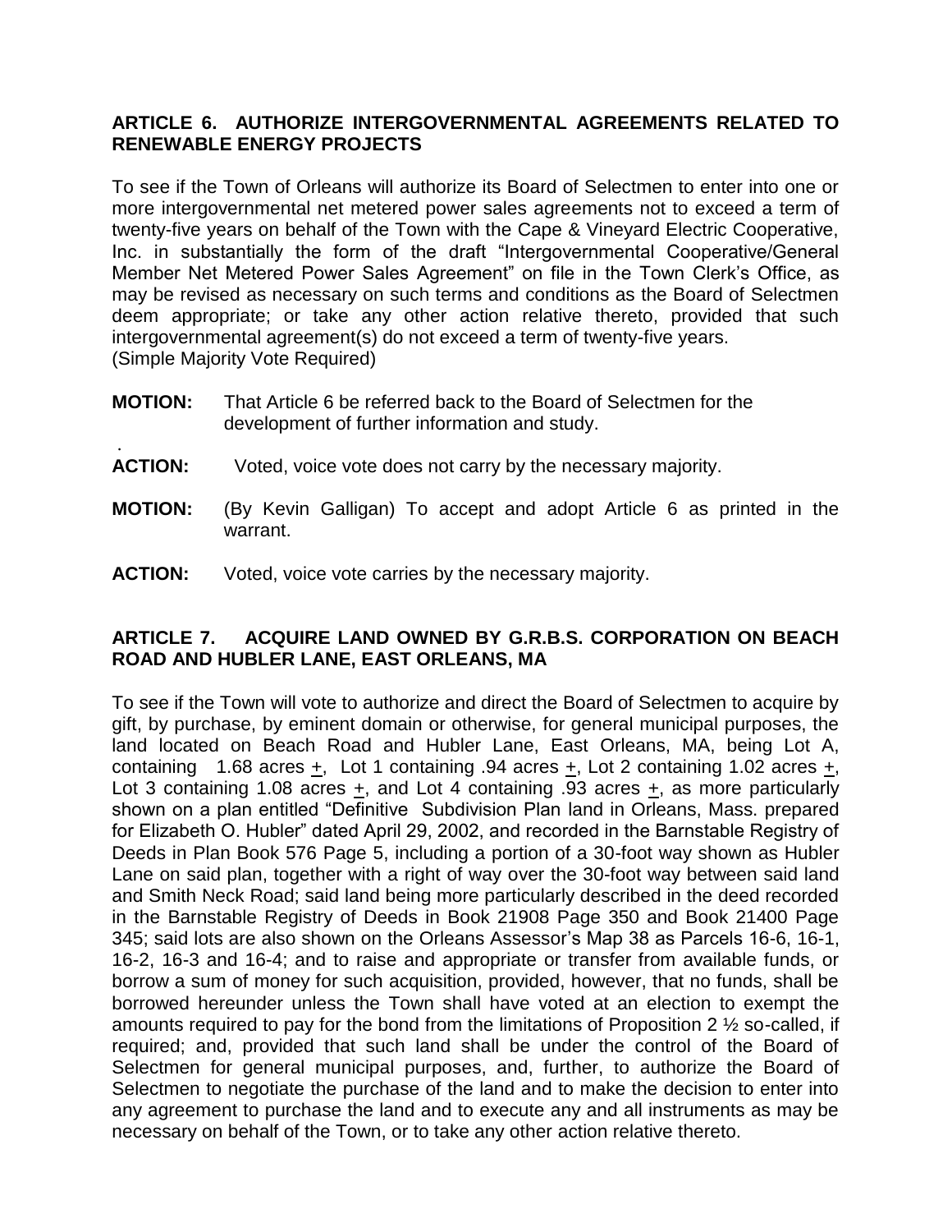### ARTICLE 6. AUTHORIZE INTERGOVERNMENTAL AGREEMENTS RELATED TO RENEWABLE ENERGY PROJECTS

To see if the Town of Orleans will authorize its Board of Selectmen to enter into one or more intergovernmental net metered power sales agreements not to exceed a term of twenty-five years on behalf of the Town with the Cape & Vineyard Electric Cooperative, Inc. in substantially the form of the draft "Intergovernmental Cooperative/General Member Net Metered Power Sales Agreement" on file in the Town Clerk's Office, as may be revised as necessary on such terms and conditions as the Board of Selectmen deem appropriate; or take any other action relative thereto, provided that such intergovernmental agreement(s) do not exceed a term of twenty-five years.
(Simple Majority Vote Required)

**MOTION:** That Article 6 be referred back to the Board of Selectmen for the development of further information and study.

**ACTION:** Voted, voice vote does not carry by the necessary majority.

**MOTION:** (By Kevin Galligan) To accept and adopt Article 6 as printed in the warrant.

**ACTION:** Voted, voice vote carries by the necessary majority.

### ARTICLE 7. ACQUIRE LAND OWNED BY G.R.B.S. CORPORATION ON BEACH ROAD AND HUBLER LANE, EAST ORLEANS, MA

To see if the Town will vote to authorize and direct the Board of Selectmen to acquire by gift, by purchase, by eminent domain or otherwise, for general municipal purposes, the land located on Beach Road and Hubler Lane, East Orleans, MA, being Lot A, containing 1.68 acres ±, Lot 1 containing .94 acres ±, Lot 2 containing 1.02 acres ±, Lot 3 containing 1.08 acres ±, and Lot 4 containing .93 acres ±, as more particularly shown on a plan entitled "Definitive Subdivision Plan land in Orleans, Mass. prepared for Elizabeth O. Hubler" dated April 29, 2002, and recorded in the Barnstable Registry of Deeds in Plan Book 576 Page 5, including a portion of a 30-foot way shown as Hubler Lane on said plan, together with a right of way over the 30-foot way between said land and Smith Neck Road; said land being more particularly described in the deed recorded in the Barnstable Registry of Deeds in Book 21908 Page 350 and Book 21400 Page 345; said lots are also shown on the Orleans Assessor's Map 38 as Parcels 16-6, 16-1, 16-2, 16-3 and 16-4; and to raise and appropriate or transfer from available funds, or borrow a sum of money for such acquisition, provided, however, that no funds, shall be borrowed hereunder unless the Town shall have voted at an election to exempt the amounts required to pay for the bond from the limitations of Proposition 2 ½ so-called, if required; and, provided that such land shall be under the control of the Board of Selectmen for general municipal purposes, and, further, to authorize the Board of Selectmen to negotiate the purchase of the land and to make the decision to enter into any agreement to purchase the land and to execute any and all instruments as may be necessary on behalf of the Town, or to take any other action relative thereto.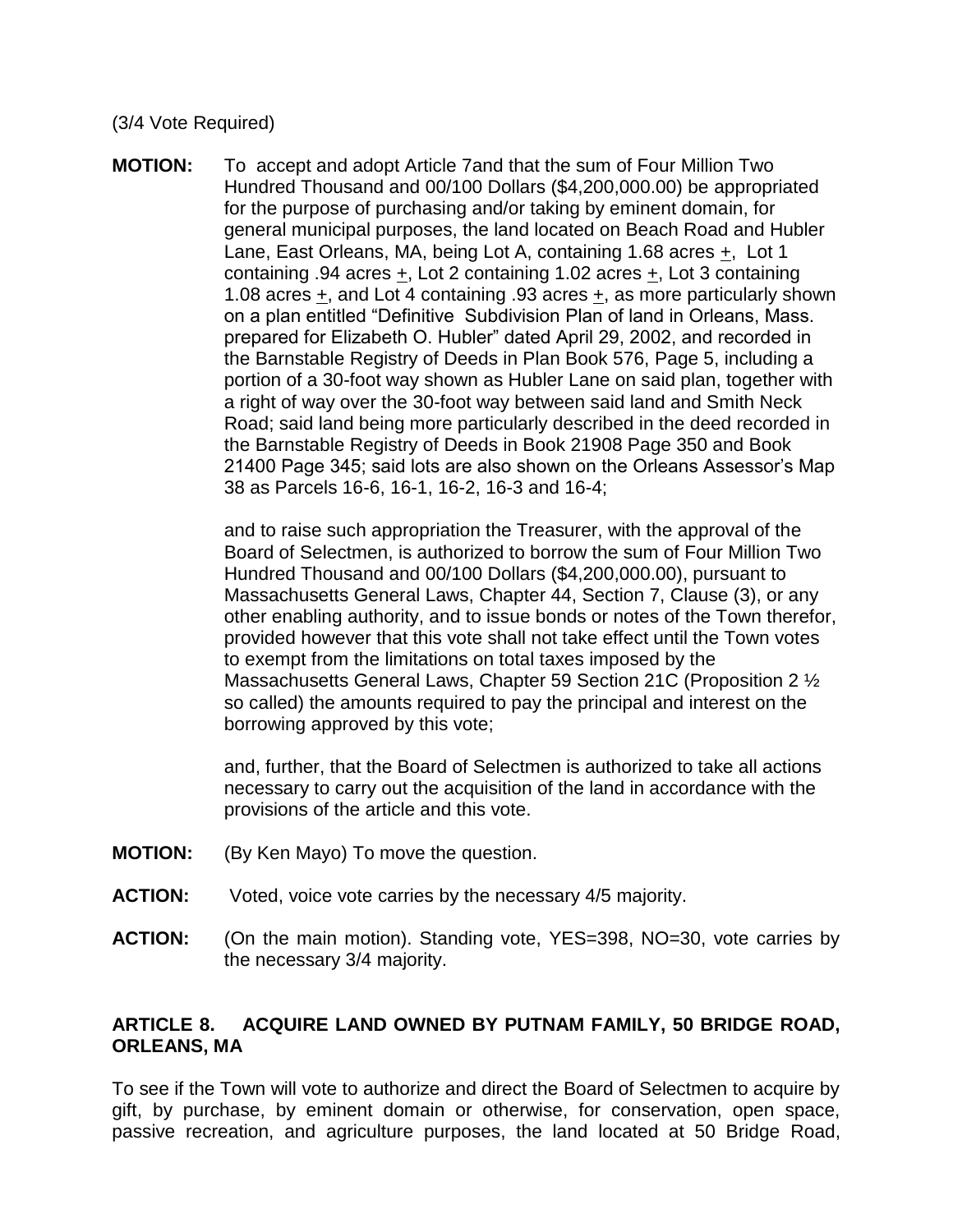(3/4 Vote Required)

**MOTION:** To accept and adopt Article 7and that the sum of Four Million Two Hundred Thousand and 00/100 Dollars ($4,200,000.00) be appropriated for the purpose of purchasing and/or taking by eminent domain, for general municipal purposes, the land located on Beach Road and Hubler Lane, East Orleans, MA, being Lot A, containing 1.68 acres ±, Lot 1 containing .94 acres ±, Lot 2 containing 1.02 acres ±, Lot 3 containing 1.08 acres ±, and Lot 4 containing .93 acres ±, as more particularly shown on a plan entitled "Definitive Subdivision Plan of land in Orleans, Mass. prepared for Elizabeth O. Hubler" dated April 29, 2002, and recorded in the Barnstable Registry of Deeds in Plan Book 576, Page 5, including a portion of a 30-foot way shown as Hubler Lane on said plan, together with a right of way over the 30-foot way between said land and Smith Neck Road; said land being more particularly described in the deed recorded in the Barnstable Registry of Deeds in Book 21908 Page 350 and Book 21400 Page 345; said lots are also shown on the Orleans Assessor's Map 38 as Parcels 16-6, 16-1, 16-2, 16-3 and 16-4;

and to raise such appropriation the Treasurer, with the approval of the Board of Selectmen, is authorized to borrow the sum of Four Million Two Hundred Thousand and 00/100 Dollars ($4,200,000.00), pursuant to Massachusetts General Laws, Chapter 44, Section 7, Clause (3), or any other enabling authority, and to issue bonds or notes of the Town therefor, provided however that this vote shall not take effect until the Town votes to exempt from the limitations on total taxes imposed by the Massachusetts General Laws, Chapter 59 Section 21C (Proposition 2 ½ so called) the amounts required to pay the principal and interest on the borrowing approved by this vote;

and, further, that the Board of Selectmen is authorized to take all actions necessary to carry out the acquisition of the land in accordance with the provisions of the article and this vote.

**MOTION:** (By Ken Mayo) To move the question.

**ACTION:** Voted, voice vote carries by the necessary 4/5 majority.

**ACTION:** (On the main motion). Standing vote, YES=398, NO=30, vote carries by the necessary 3/4 majority.

## ARTICLE 8. ACQUIRE LAND OWNED BY PUTNAM FAMILY, 50 BRIDGE ROAD, ORLEANS, MA

To see if the Town will vote to authorize and direct the Board of Selectmen to acquire by gift, by purchase, by eminent domain or otherwise, for conservation, open space, passive recreation, and agriculture purposes, the land located at 50 Bridge Road,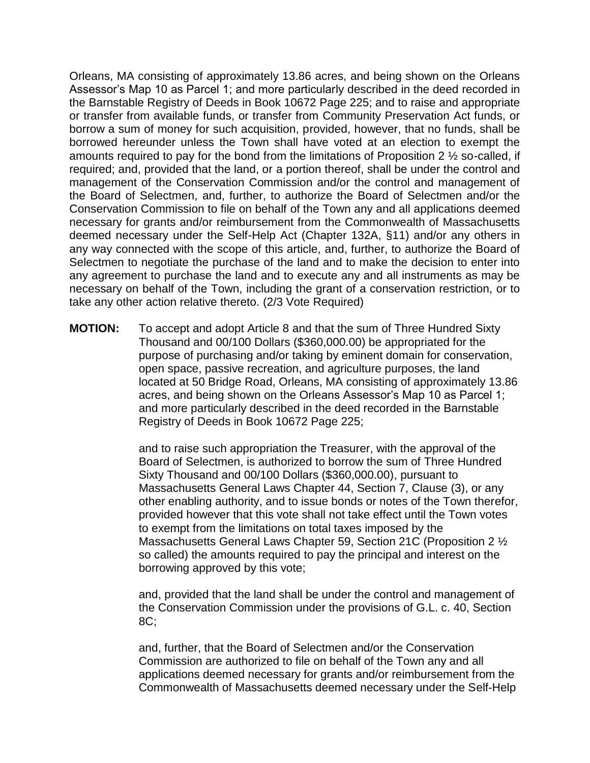Orleans, MA consisting of approximately 13.86 acres, and being shown on the Orleans Assessor's Map 10 as Parcel 1; and more particularly described in the deed recorded in the Barnstable Registry of Deeds in Book 10672 Page 225; and to raise and appropriate or transfer from available funds, or transfer from Community Preservation Act funds, or borrow a sum of money for such acquisition, provided, however, that no funds, shall be borrowed hereunder unless the Town shall have voted at an election to exempt the amounts required to pay for the bond from the limitations of Proposition 2 ½ so-called, if required; and, provided that the land, or a portion thereof, shall be under the control and management of the Conservation Commission and/or the control and management of the Board of Selectmen, and, further, to authorize the Board of Selectmen and/or the Conservation Commission to file on behalf of the Town any and all applications deemed necessary for grants and/or reimbursement from the Commonwealth of Massachusetts deemed necessary under the Self-Help Act (Chapter 132A, §11) and/or any others in any way connected with the scope of this article, and, further, to authorize the Board of Selectmen to negotiate the purchase of the land and to make the decision to enter into any agreement to purchase the land and to execute any and all instruments as may be necessary on behalf of the Town, including the grant of a conservation restriction, or to take any other action relative thereto. (2/3 Vote Required)

**MOTION:** To accept and adopt Article 8 and that the sum of Three Hundred Sixty Thousand and 00/100 Dollars ($360,000.00) be appropriated for the purpose of purchasing and/or taking by eminent domain for conservation, open space, passive recreation, and agriculture purposes, the land located at 50 Bridge Road, Orleans, MA consisting of approximately 13.86 acres, and being shown on the Orleans Assessor's Map 10 as Parcel 1; and more particularly described in the deed recorded in the Barnstable Registry of Deeds in Book 10672 Page 225;

and to raise such appropriation the Treasurer, with the approval of the Board of Selectmen, is authorized to borrow the sum of Three Hundred Sixty Thousand and 00/100 Dollars ($360,000.00), pursuant to Massachusetts General Laws Chapter 44, Section 7, Clause (3), or any other enabling authority, and to issue bonds or notes of the Town therefor, provided however that this vote shall not take effect until the Town votes to exempt from the limitations on total taxes imposed by the Massachusetts General Laws Chapter 59, Section 21C (Proposition 2 ½ so called) the amounts required to pay the principal and interest on the borrowing approved by this vote;

and, provided that the land shall be under the control and management of the Conservation Commission under the provisions of G.L. c. 40, Section 8C;

and, further, that the Board of Selectmen and/or the Conservation Commission are authorized to file on behalf of the Town any and all applications deemed necessary for grants and/or reimbursement from the Commonwealth of Massachusetts deemed necessary under the Self-Help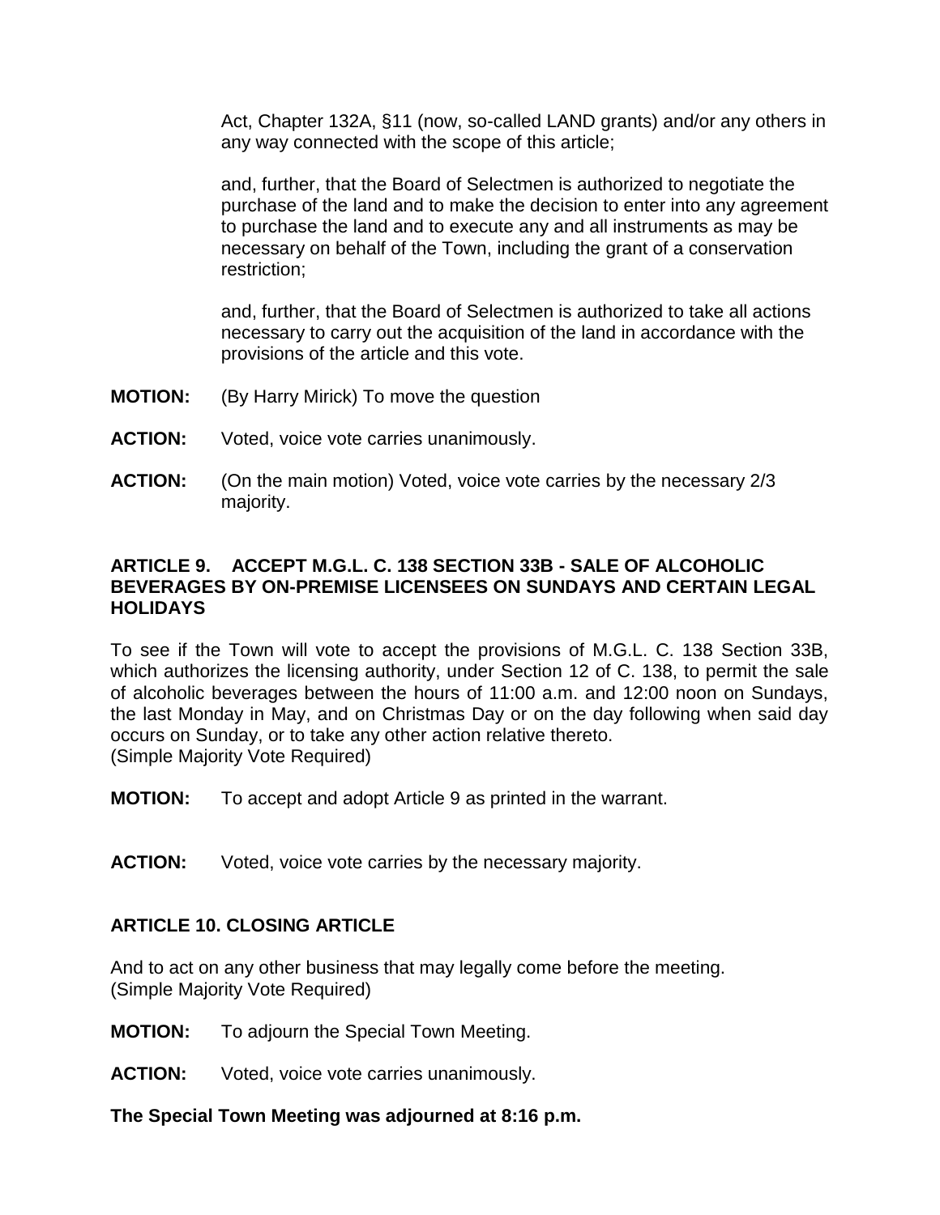Act, Chapter 132A, §11 (now, so-called LAND grants) and/or any others in any way connected with the scope of this article;

and, further, that the Board of Selectmen is authorized to negotiate the purchase of the land and to make the decision to enter into any agreement to purchase the land and to execute any and all instruments as may be necessary on behalf of the Town, including the grant of a conservation restriction;

and, further, that the Board of Selectmen is authorized to take all actions necessary to carry out the acquisition of the land in accordance with the provisions of the article and this vote.

**MOTION:** (By Harry Mirick) To move the question

**ACTION:** Voted, voice vote carries unanimously.

**ACTION:** (On the main motion) Voted, voice vote carries by the necessary 2/3 majority.

**ARTICLE 9. ACCEPT M.G.L. C. 138 SECTION 33B - SALE OF ALCOHOLIC BEVERAGES BY ON-PREMISE LICENSEES ON SUNDAYS AND CERTAIN LEGAL HOLIDAYS**

To see if the Town will vote to accept the provisions of M.G.L. C. 138 Section 33B, which authorizes the licensing authority, under Section 12 of C. 138, to permit the sale of alcoholic beverages between the hours of 11:00 a.m. and 12:00 noon on Sundays, the last Monday in May, and on Christmas Day or on the day following when said day occurs on Sunday, or to take any other action relative thereto.
(Simple Majority Vote Required)

**MOTION:** To accept and adopt Article 9 as printed in the warrant.

**ACTION:** Voted, voice vote carries by the necessary majority.

**ARTICLE 10. CLOSING ARTICLE**

And to act on any other business that may legally come before the meeting.
(Simple Majority Vote Required)

**MOTION:** To adjourn the Special Town Meeting.

**ACTION:** Voted, voice vote carries unanimously.

**The Special Town Meeting was adjourned at 8:16 p.m.**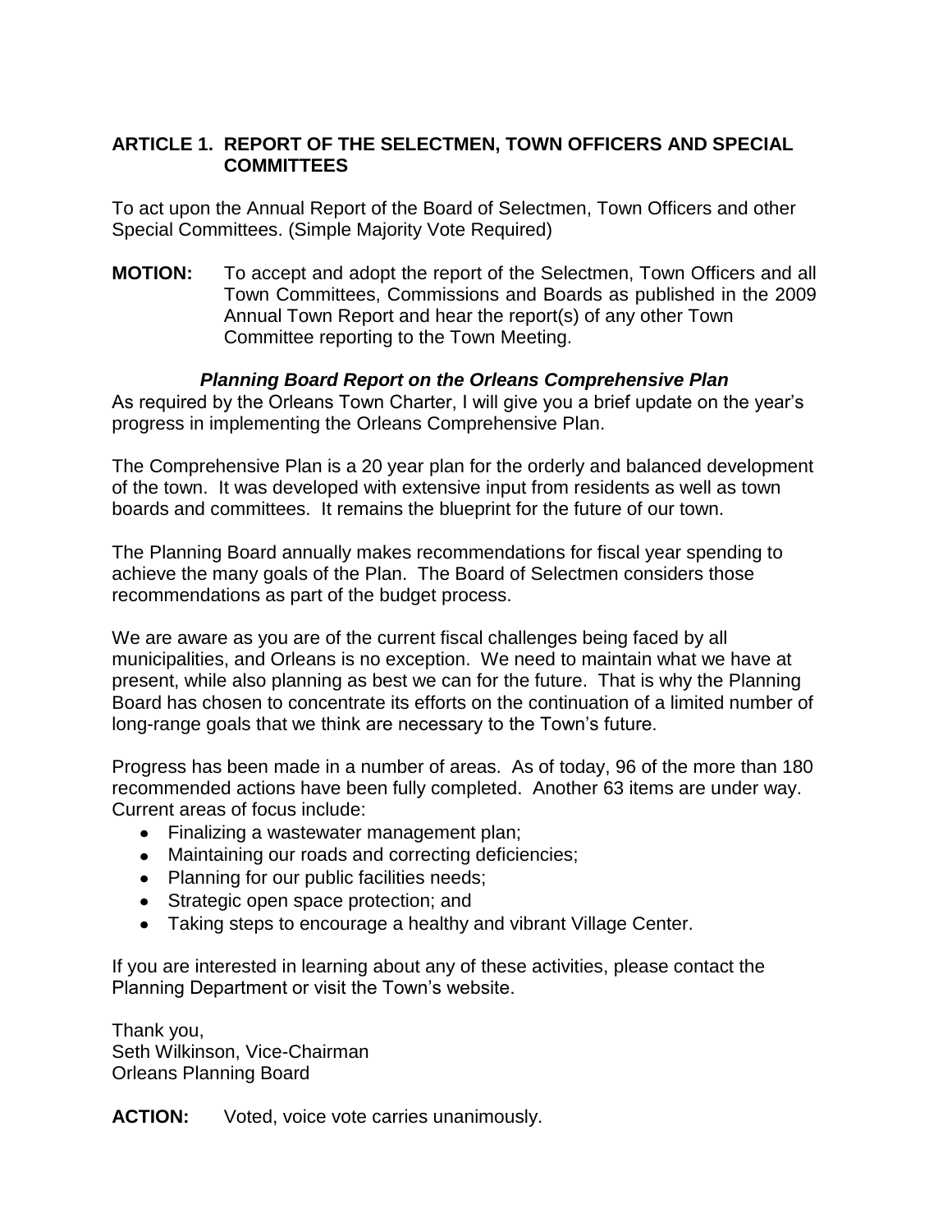## ARTICLE 1. REPORT OF THE SELECTMEN, TOWN OFFICERS AND SPECIAL COMMITTEES

To act upon the Annual Report of the Board of Selectmen, Town Officers and other Special Committees. (Simple Majority Vote Required)

**MOTION:** To accept and adopt the report of the Selectmen, Town Officers and all Town Committees, Commissions and Boards as published in the 2009 Annual Town Report and hear the report(s) of any other Town Committee reporting to the Town Meeting.

***Planning Board Report on the Orleans Comprehensive Plan***

As required by the Orleans Town Charter, I will give you a brief update on the year's progress in implementing the Orleans Comprehensive Plan.

The Comprehensive Plan is a 20 year plan for the orderly and balanced development of the town. It was developed with extensive input from residents as well as town boards and committees. It remains the blueprint for the future of our town.

The Planning Board annually makes recommendations for fiscal year spending to achieve the many goals of the Plan. The Board of Selectmen considers those recommendations as part of the budget process.

We are aware as you are of the current fiscal challenges being faced by all municipalities, and Orleans is no exception. We need to maintain what we have at present, while also planning as best we can for the future. That is why the Planning Board has chosen to concentrate its efforts on the continuation of a limited number of long-range goals that we think are necessary to the Town's future.

Progress has been made in a number of areas. As of today, 96 of the more than 180 recommended actions have been fully completed. Another 63 items are under way. Current areas of focus include:

- Finalizing a wastewater management plan;
- Maintaining our roads and correcting deficiencies;
- Planning for our public facilities needs;
- Strategic open space protection; and
- Taking steps to encourage a healthy and vibrant Village Center.

If you are interested in learning about any of these activities, please contact the Planning Department or visit the Town's website.

Thank you,
Seth Wilkinson, Vice-Chairman
Orleans Planning Board

**ACTION:** Voted, voice vote carries unanimously.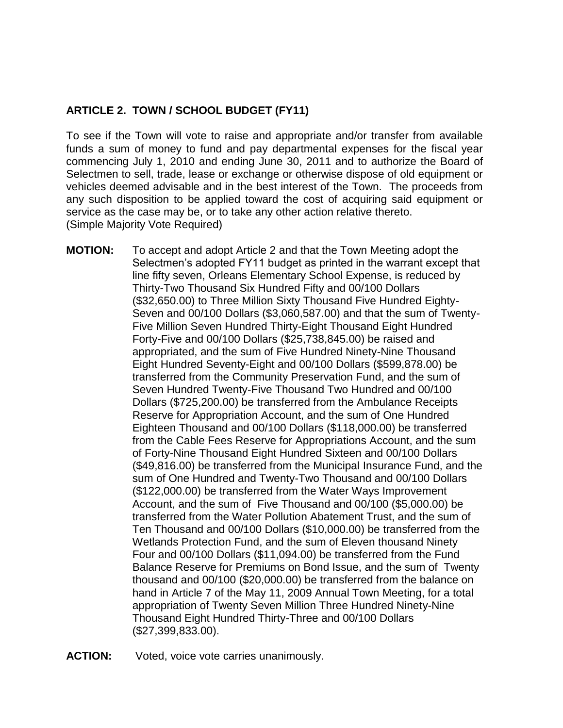## ARTICLE 2. TOWN / SCHOOL BUDGET (FY11)

To see if the Town will vote to raise and appropriate and/or transfer from available funds a sum of money to fund and pay departmental expenses for the fiscal year commencing July 1, 2010 and ending June 30, 2011 and to authorize the Board of Selectmen to sell, trade, lease or exchange or otherwise dispose of old equipment or vehicles deemed advisable and in the best interest of the Town. The proceeds from any such disposition to be applied toward the cost of acquiring said equipment or service as the case may be, or to take any other action relative thereto.
(Simple Majority Vote Required)

**MOTION:** To accept and adopt Article 2 and that the Town Meeting adopt the Selectmen's adopted FY11 budget as printed in the warrant except that line fifty seven, Orleans Elementary School Expense, is reduced by Thirty-Two Thousand Six Hundred Fifty and 00/100 Dollars ($32,650.00) to Three Million Sixty Thousand Five Hundred Eighty-Seven and 00/100 Dollars ($3,060,587.00) and that the sum of Twenty-Five Million Seven Hundred Thirty-Eight Thousand Eight Hundred Forty-Five and 00/100 Dollars ($25,738,845.00) be raised and appropriated, and the sum of Five Hundred Ninety-Nine Thousand Eight Hundred Seventy-Eight and 00/100 Dollars ($599,878.00) be transferred from the Community Preservation Fund, and the sum of Seven Hundred Twenty-Five Thousand Two Hundred and 00/100 Dollars ($725,200.00) be transferred from the Ambulance Receipts Reserve for Appropriation Account, and the sum of One Hundred Eighteen Thousand and 00/100 Dollars ($118,000.00) be transferred from the Cable Fees Reserve for Appropriations Account, and the sum of Forty-Nine Thousand Eight Hundred Sixteen and 00/100 Dollars ($49,816.00) be transferred from the Municipal Insurance Fund, and the sum of One Hundred and Twenty-Two Thousand and 00/100 Dollars ($122,000.00) be transferred from the Water Ways Improvement Account, and the sum of Five Thousand and 00/100 ($5,000.00) be transferred from the Water Pollution Abatement Trust, and the sum of Ten Thousand and 00/100 Dollars ($10,000.00) be transferred from the Wetlands Protection Fund, and the sum of Eleven thousand Ninety Four and 00/100 Dollars ($11,094.00) be transferred from the Fund Balance Reserve for Premiums on Bond Issue, and the sum of Twenty thousand and 00/100 ($20,000.00) be transferred from the balance on hand in Article 7 of the May 11, 2009 Annual Town Meeting, for a total appropriation of Twenty Seven Million Three Hundred Ninety-Nine Thousand Eight Hundred Thirty-Three and 00/100 Dollars ($27,399,833.00).

**ACTION:** Voted, voice vote carries unanimously.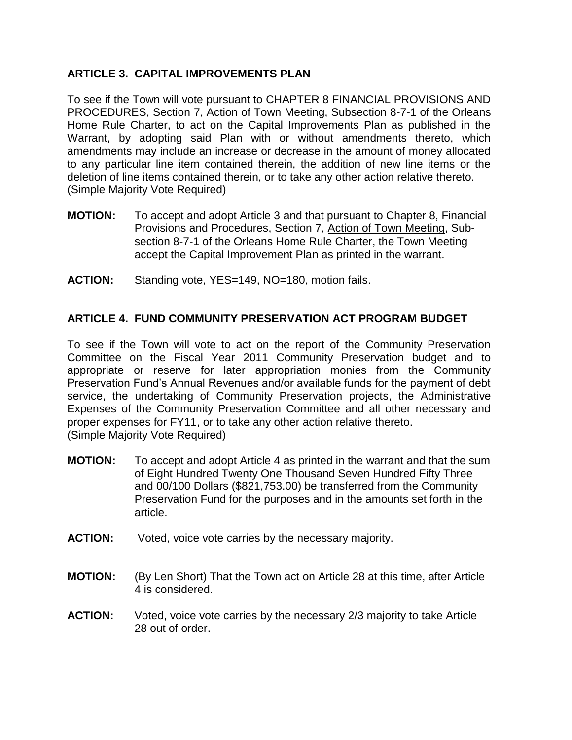### ARTICLE 3. CAPITAL IMPROVEMENTS PLAN

To see if the Town will vote pursuant to CHAPTER 8 FINANCIAL PROVISIONS AND PROCEDURES, Section 7, Action of Town Meeting, Subsection 8-7-1 of the Orleans Home Rule Charter, to act on the Capital Improvements Plan as published in the Warrant, by adopting said Plan with or without amendments thereto, which amendments may include an increase or decrease in the amount of money allocated to any particular line item contained therein, the addition of new line items or the deletion of line items contained therein, or to take any other action relative thereto.
(Simple Majority Vote Required)

**MOTION:** To accept and adopt Article 3 and that pursuant to Chapter 8, Financial Provisions and Procedures, Section 7, Action of Town Meeting, Sub-section 8-7-1 of the Orleans Home Rule Charter, the Town Meeting accept the Capital Improvement Plan as printed in the warrant.

**ACTION:** Standing vote, YES=149, NO=180, motion fails.

### ARTICLE 4. FUND COMMUNITY PRESERVATION ACT PROGRAM BUDGET

To see if the Town will vote to act on the report of the Community Preservation Committee on the Fiscal Year 2011 Community Preservation budget and to appropriate or reserve for later appropriation monies from the Community Preservation Fund's Annual Revenues and/or available funds for the payment of debt service, the undertaking of Community Preservation projects, the Administrative Expenses of the Community Preservation Committee and all other necessary and proper expenses for FY11, or to take any other action relative thereto.
(Simple Majority Vote Required)

**MOTION:** To accept and adopt Article 4 as printed in the warrant and that the sum of Eight Hundred Twenty One Thousand Seven Hundred Fifty Three and 00/100 Dollars ($821,753.00) be transferred from the Community Preservation Fund for the purposes and in the amounts set forth in the article.

**ACTION:** Voted, voice vote carries by the necessary majority.

**MOTION:** (By Len Short) That the Town act on Article 28 at this time, after Article 4 is considered.

**ACTION:** Voted, voice vote carries by the necessary 2/3 majority to take Article 28 out of order.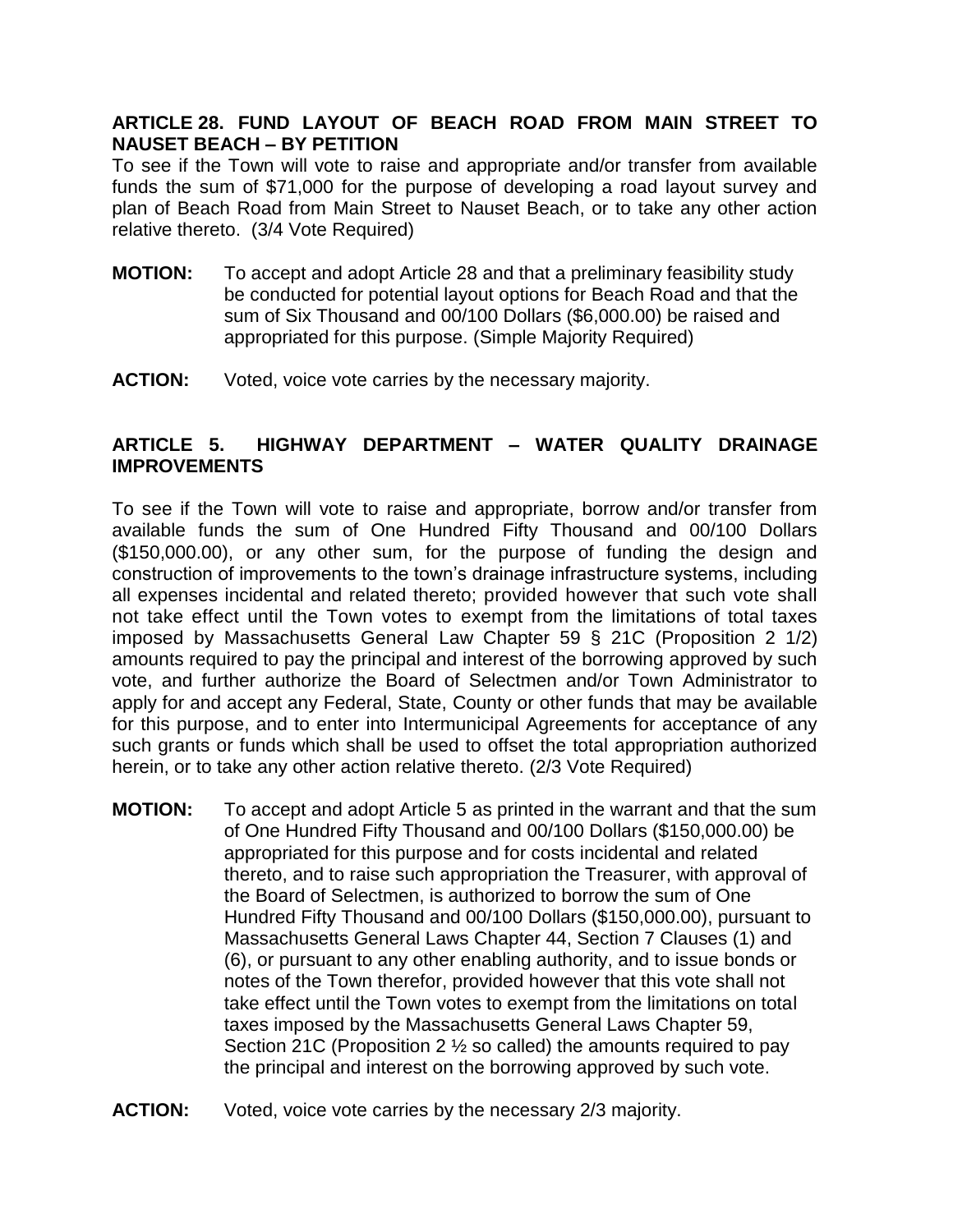**ARTICLE 28. FUND LAYOUT OF BEACH ROAD FROM MAIN STREET TO NAUSET BEACH – BY PETITION**

To see if the Town will vote to raise and appropriate and/or transfer from available funds the sum of $71,000 for the purpose of developing a road layout survey and plan of Beach Road from Main Street to Nauset Beach, or to take any other action relative thereto. (3/4 Vote Required)

**MOTION:** To accept and adopt Article 28 and that a preliminary feasibility study be conducted for potential layout options for Beach Road and that the sum of Six Thousand and 00/100 Dollars ($6,000.00) be raised and appropriated for this purpose. (Simple Majority Required)

**ACTION:** Voted, voice vote carries by the necessary majority.

**ARTICLE 5. HIGHWAY DEPARTMENT – WATER QUALITY DRAINAGE IMPROVEMENTS**

To see if the Town will vote to raise and appropriate, borrow and/or transfer from available funds the sum of One Hundred Fifty Thousand and 00/100 Dollars ($150,000.00), or any other sum, for the purpose of funding the design and construction of improvements to the town's drainage infrastructure systems, including all expenses incidental and related thereto; provided however that such vote shall not take effect until the Town votes to exempt from the limitations of total taxes imposed by Massachusetts General Law Chapter 59 § 21C (Proposition 2 1/2) amounts required to pay the principal and interest of the borrowing approved by such vote, and further authorize the Board of Selectmen and/or Town Administrator to apply for and accept any Federal, State, County or other funds that may be available for this purpose, and to enter into Intermunicipal Agreements for acceptance of any such grants or funds which shall be used to offset the total appropriation authorized herein, or to take any other action relative thereto. (2/3 Vote Required)

**MOTION:** To accept and adopt Article 5 as printed in the warrant and that the sum of One Hundred Fifty Thousand and 00/100 Dollars ($150,000.00) be appropriated for this purpose and for costs incidental and related thereto, and to raise such appropriation the Treasurer, with approval of the Board of Selectmen, is authorized to borrow the sum of One Hundred Fifty Thousand and 00/100 Dollars ($150,000.00), pursuant to Massachusetts General Laws Chapter 44, Section 7 Clauses (1) and (6), or pursuant to any other enabling authority, and to issue bonds or notes of the Town therefor, provided however that this vote shall not take effect until the Town votes to exempt from the limitations on total taxes imposed by the Massachusetts General Laws Chapter 59, Section 21C (Proposition 2 ½ so called) the amounts required to pay the principal and interest on the borrowing approved by such vote.

**ACTION:** Voted, voice vote carries by the necessary 2/3 majority.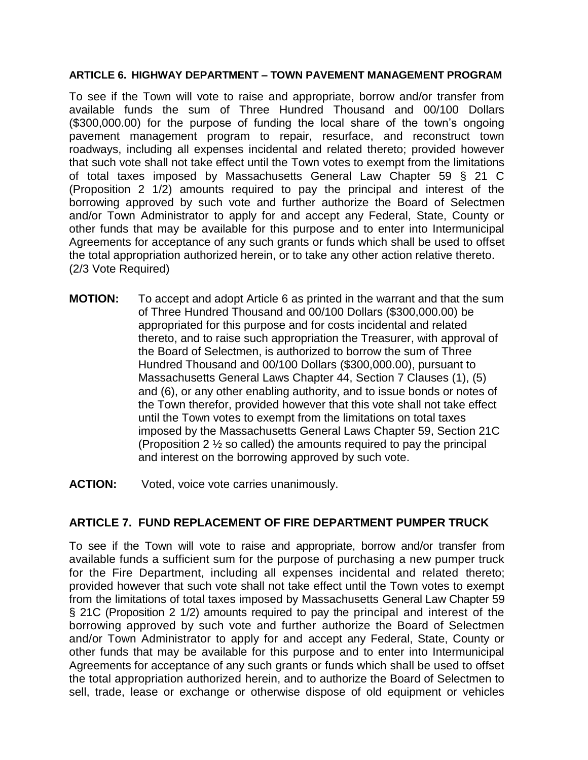**ARTICLE 6. HIGHWAY DEPARTMENT – TOWN PAVEMENT MANAGEMENT PROGRAM**

To see if the Town will vote to raise and appropriate, borrow and/or transfer from available funds the sum of Three Hundred Thousand and 00/100 Dollars ($300,000.00) for the purpose of funding the local share of the town's ongoing pavement management program to repair, resurface, and reconstruct town roadways, including all expenses incidental and related thereto; provided however that such vote shall not take effect until the Town votes to exempt from the limitations of total taxes imposed by Massachusetts General Law Chapter 59 § 21 C (Proposition 2 1/2) amounts required to pay the principal and interest of the borrowing approved by such vote and further authorize the Board of Selectmen and/or Town Administrator to apply for and accept any Federal, State, County or other funds that may be available for this purpose and to enter into Intermunicipal Agreements for acceptance of any such grants or funds which shall be used to offset the total appropriation authorized herein, or to take any other action relative thereto. (2/3 Vote Required)

**MOTION:** To accept and adopt Article 6 as printed in the warrant and that the sum of Three Hundred Thousand and 00/100 Dollars ($300,000.00) be appropriated for this purpose and for costs incidental and related thereto, and to raise such appropriation the Treasurer, with approval of the Board of Selectmen, is authorized to borrow the sum of Three Hundred Thousand and 00/100 Dollars ($300,000.00), pursuant to Massachusetts General Laws Chapter 44, Section 7 Clauses (1), (5) and (6), or any other enabling authority, and to issue bonds or notes of the Town therefor, provided however that this vote shall not take effect until the Town votes to exempt from the limitations on total taxes imposed by the Massachusetts General Laws Chapter 59, Section 21C (Proposition 2 ½ so called) the amounts required to pay the principal and interest on the borrowing approved by such vote.

**ACTION:** Voted, voice vote carries unanimously.

**ARTICLE 7. FUND REPLACEMENT OF FIRE DEPARTMENT PUMPER TRUCK**

To see if the Town will vote to raise and appropriate, borrow and/or transfer from available funds a sufficient sum for the purpose of purchasing a new pumper truck for the Fire Department, including all expenses incidental and related thereto; provided however that such vote shall not take effect until the Town votes to exempt from the limitations of total taxes imposed by Massachusetts General Law Chapter 59 § 21C (Proposition 2 1/2) amounts required to pay the principal and interest of the borrowing approved by such vote and further authorize the Board of Selectmen and/or Town Administrator to apply for and accept any Federal, State, County or other funds that may be available for this purpose and to enter into Intermunicipal Agreements for acceptance of any such grants or funds which shall be used to offset the total appropriation authorized herein, and to authorize the Board of Selectmen to sell, trade, lease or exchange or otherwise dispose of old equipment or vehicles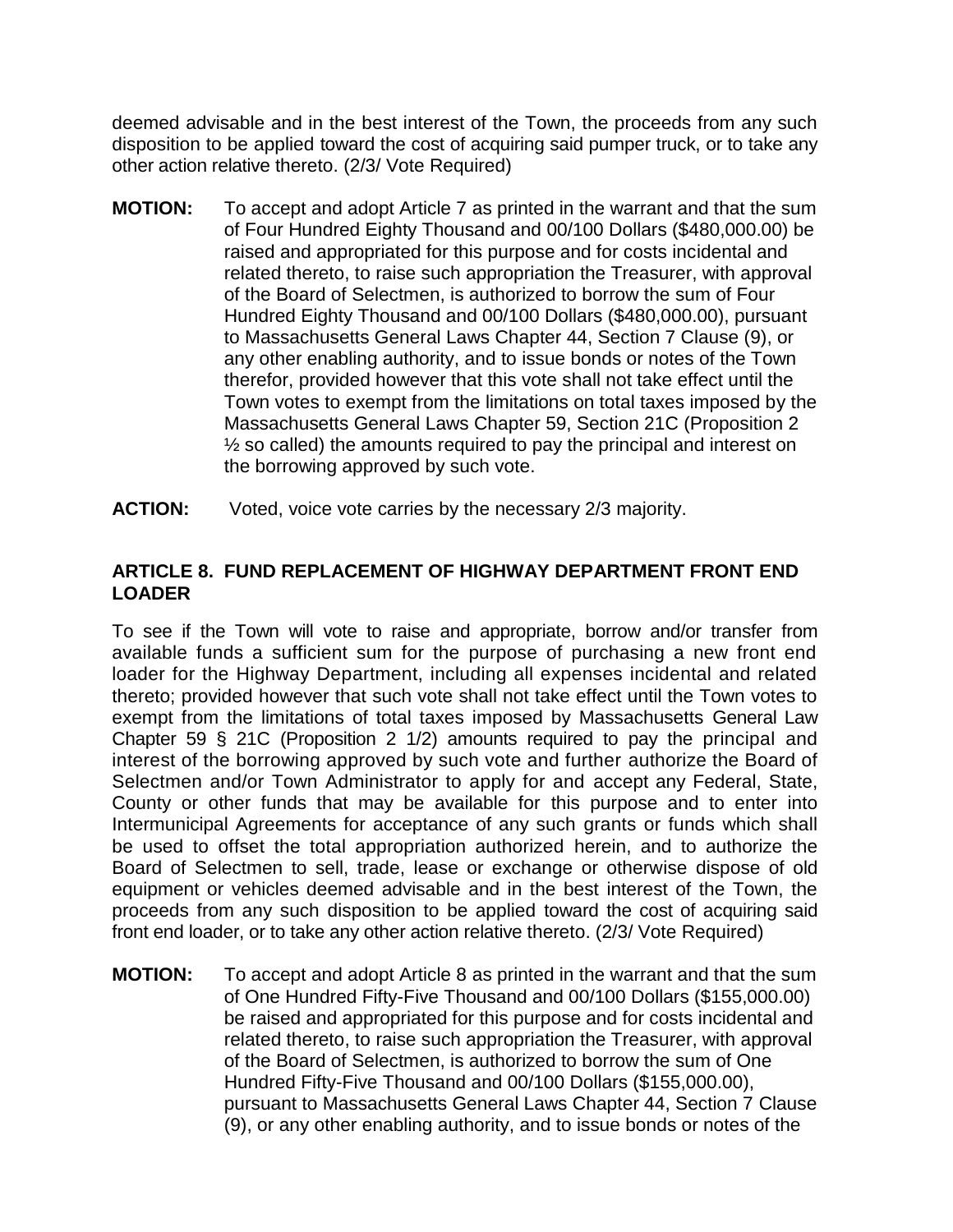deemed advisable and in the best interest of the Town, the proceeds from any such disposition to be applied toward the cost of acquiring said pumper truck, or to take any other action relative thereto. (2/3/ Vote Required)

**MOTION:** To accept and adopt Article 7 as printed in the warrant and that the sum of Four Hundred Eighty Thousand and 00/100 Dollars ($480,000.00) be raised and appropriated for this purpose and for costs incidental and related thereto, to raise such appropriation the Treasurer, with approval of the Board of Selectmen, is authorized to borrow the sum of Four Hundred Eighty Thousand and 00/100 Dollars ($480,000.00), pursuant to Massachusetts General Laws Chapter 44, Section 7 Clause (9), or any other enabling authority, and to issue bonds or notes of the Town therefor, provided however that this vote shall not take effect until the Town votes to exempt from the limitations on total taxes imposed by the Massachusetts General Laws Chapter 59, Section 21C (Proposition 2 ½ so called) the amounts required to pay the principal and interest on the borrowing approved by such vote.

**ACTION:** Voted, voice vote carries by the necessary 2/3 majority.

### ARTICLE 8. FUND REPLACEMENT OF HIGHWAY DEPARTMENT FRONT END LOADER

To see if the Town will vote to raise and appropriate, borrow and/or transfer from available funds a sufficient sum for the purpose of purchasing a new front end loader for the Highway Department, including all expenses incidental and related thereto; provided however that such vote shall not take effect until the Town votes to exempt from the limitations of total taxes imposed by Massachusetts General Law Chapter 59 § 21C (Proposition 2 1/2) amounts required to pay the principal and interest of the borrowing approved by such vote and further authorize the Board of Selectmen and/or Town Administrator to apply for and accept any Federal, State, County or other funds that may be available for this purpose and to enter into Intermunicipal Agreements for acceptance of any such grants or funds which shall be used to offset the total appropriation authorized herein, and to authorize the Board of Selectmen to sell, trade, lease or exchange or otherwise dispose of old equipment or vehicles deemed advisable and in the best interest of the Town, the proceeds from any such disposition to be applied toward the cost of acquiring said front end loader, or to take any other action relative thereto. (2/3/ Vote Required)

**MOTION:** To accept and adopt Article 8 as printed in the warrant and that the sum of One Hundred Fifty-Five Thousand and 00/100 Dollars ($155,000.00) be raised and appropriated for this purpose and for costs incidental and related thereto, to raise such appropriation the Treasurer, with approval of the Board of Selectmen, is authorized to borrow the sum of One Hundred Fifty-Five Thousand and 00/100 Dollars ($155,000.00), pursuant to Massachusetts General Laws Chapter 44, Section 7 Clause (9), or any other enabling authority, and to issue bonds or notes of the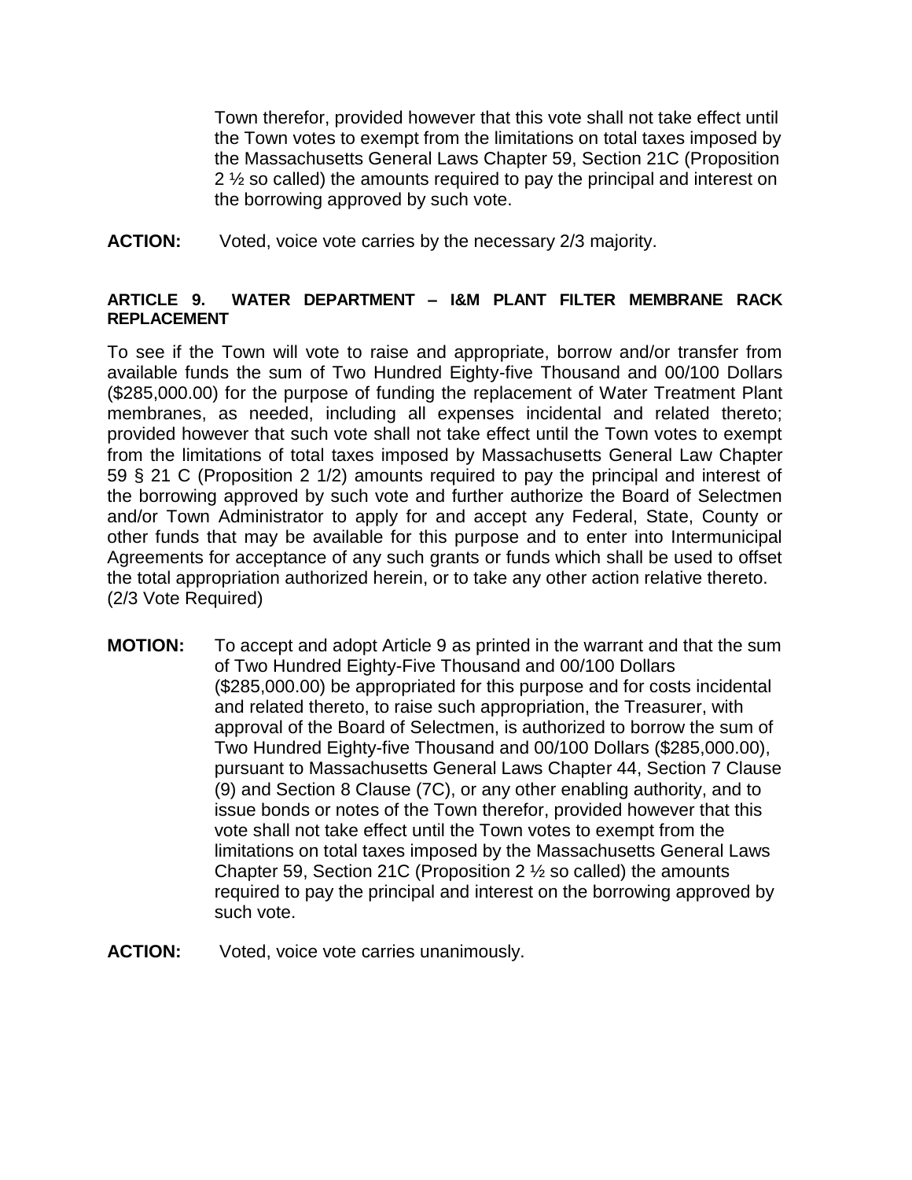Town therefor, provided however that this vote shall not take effect until the Town votes to exempt from the limitations on total taxes imposed by the Massachusetts General Laws Chapter 59, Section 21C (Proposition 2 ½ so called) the amounts required to pay the principal and interest on the borrowing approved by such vote.

**ACTION:** Voted, voice vote carries by the necessary 2/3 majority.

#### ARTICLE 9. WATER DEPARTMENT – I&M PLANT FILTER MEMBRANE RACK REPLACEMENT

To see if the Town will vote to raise and appropriate, borrow and/or transfer from available funds the sum of Two Hundred Eighty-five Thousand and 00/100 Dollars ($285,000.00) for the purpose of funding the replacement of Water Treatment Plant membranes, as needed, including all expenses incidental and related thereto; provided however that such vote shall not take effect until the Town votes to exempt from the limitations of total taxes imposed by Massachusetts General Law Chapter 59 § 21 C (Proposition 2 1/2) amounts required to pay the principal and interest of the borrowing approved by such vote and further authorize the Board of Selectmen and/or Town Administrator to apply for and accept any Federal, State, County or other funds that may be available for this purpose and to enter into Intermunicipal Agreements for acceptance of any such grants or funds which shall be used to offset the total appropriation authorized herein, or to take any other action relative thereto. (2/3 Vote Required)

**MOTION:** To accept and adopt Article 9 as printed in the warrant and that the sum of Two Hundred Eighty-Five Thousand and 00/100 Dollars ($285,000.00) be appropriated for this purpose and for costs incidental and related thereto, to raise such appropriation, the Treasurer, with approval of the Board of Selectmen, is authorized to borrow the sum of Two Hundred Eighty-five Thousand and 00/100 Dollars ($285,000.00), pursuant to Massachusetts General Laws Chapter 44, Section 7 Clause (9) and Section 8 Clause (7C), or any other enabling authority, and to issue bonds or notes of the Town therefor, provided however that this vote shall not take effect until the Town votes to exempt from the limitations on total taxes imposed by the Massachusetts General Laws Chapter 59, Section 21C (Proposition 2 ½ so called) the amounts required to pay the principal and interest on the borrowing approved by such vote.

**ACTION:** Voted, voice vote carries unanimously.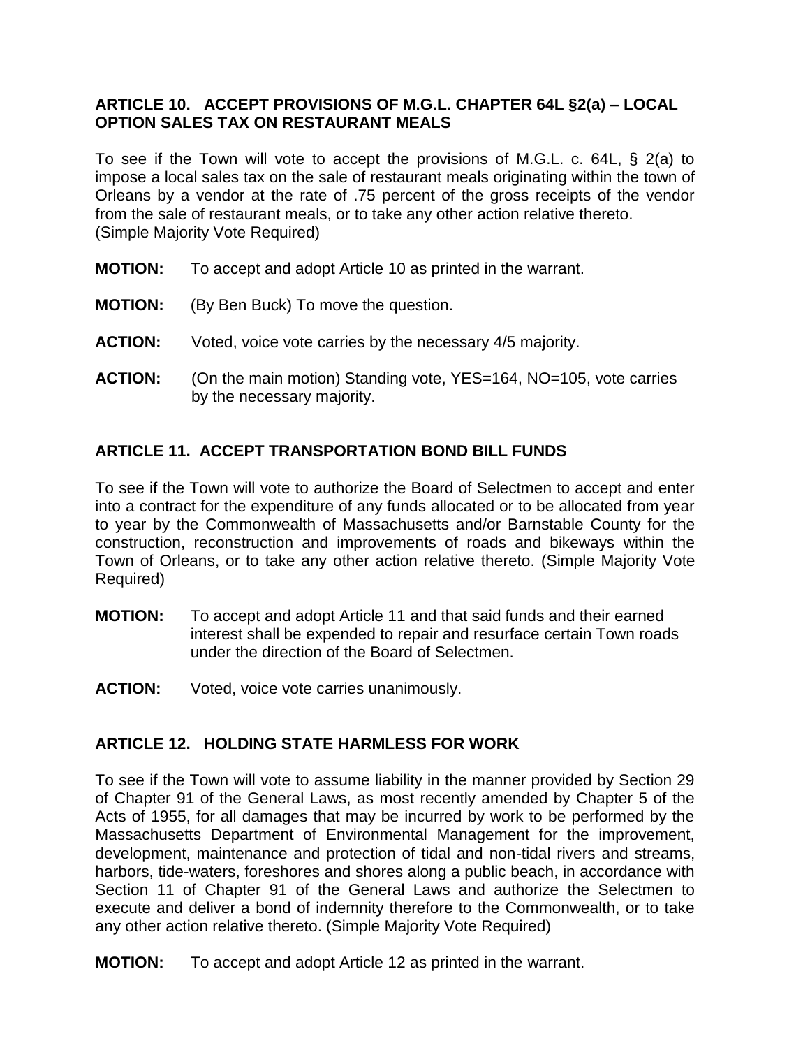## ARTICLE 10. ACCEPT PROVISIONS OF M.G.L. CHAPTER 64L §2(a) – LOCAL OPTION SALES TAX ON RESTAURANT MEALS

To see if the Town will vote to accept the provisions of M.G.L. c. 64L, § 2(a) to impose a local sales tax on the sale of restaurant meals originating within the town of Orleans by a vendor at the rate of .75 percent of the gross receipts of the vendor from the sale of restaurant meals, or to take any other action relative thereto. (Simple Majority Vote Required)

**MOTION:** To accept and adopt Article 10 as printed in the warrant.

**MOTION:** (By Ben Buck) To move the question.

**ACTION:** Voted, voice vote carries by the necessary 4/5 majority.

**ACTION:** (On the main motion) Standing vote, YES=164, NO=105, vote carries by the necessary majority.

## ARTICLE 11. ACCEPT TRANSPORTATION BOND BILL FUNDS

To see if the Town will vote to authorize the Board of Selectmen to accept and enter into a contract for the expenditure of any funds allocated or to be allocated from year to year by the Commonwealth of Massachusetts and/or Barnstable County for the construction, reconstruction and improvements of roads and bikeways within the Town of Orleans, or to take any other action relative thereto. (Simple Majority Vote Required)

**MOTION:** To accept and adopt Article 11 and that said funds and their earned interest shall be expended to repair and resurface certain Town roads under the direction of the Board of Selectmen.

**ACTION:** Voted, voice vote carries unanimously.

## ARTICLE 12. HOLDING STATE HARMLESS FOR WORK

To see if the Town will vote to assume liability in the manner provided by Section 29 of Chapter 91 of the General Laws, as most recently amended by Chapter 5 of the Acts of 1955, for all damages that may be incurred by work to be performed by the Massachusetts Department of Environmental Management for the improvement, development, maintenance and protection of tidal and non-tidal rivers and streams, harbors, tide-waters, foreshores and shores along a public beach, in accordance with Section 11 of Chapter 91 of the General Laws and authorize the Selectmen to execute and deliver a bond of indemnity therefore to the Commonwealth, or to take any other action relative thereto. (Simple Majority Vote Required)

**MOTION:** To accept and adopt Article 12 as printed in the warrant.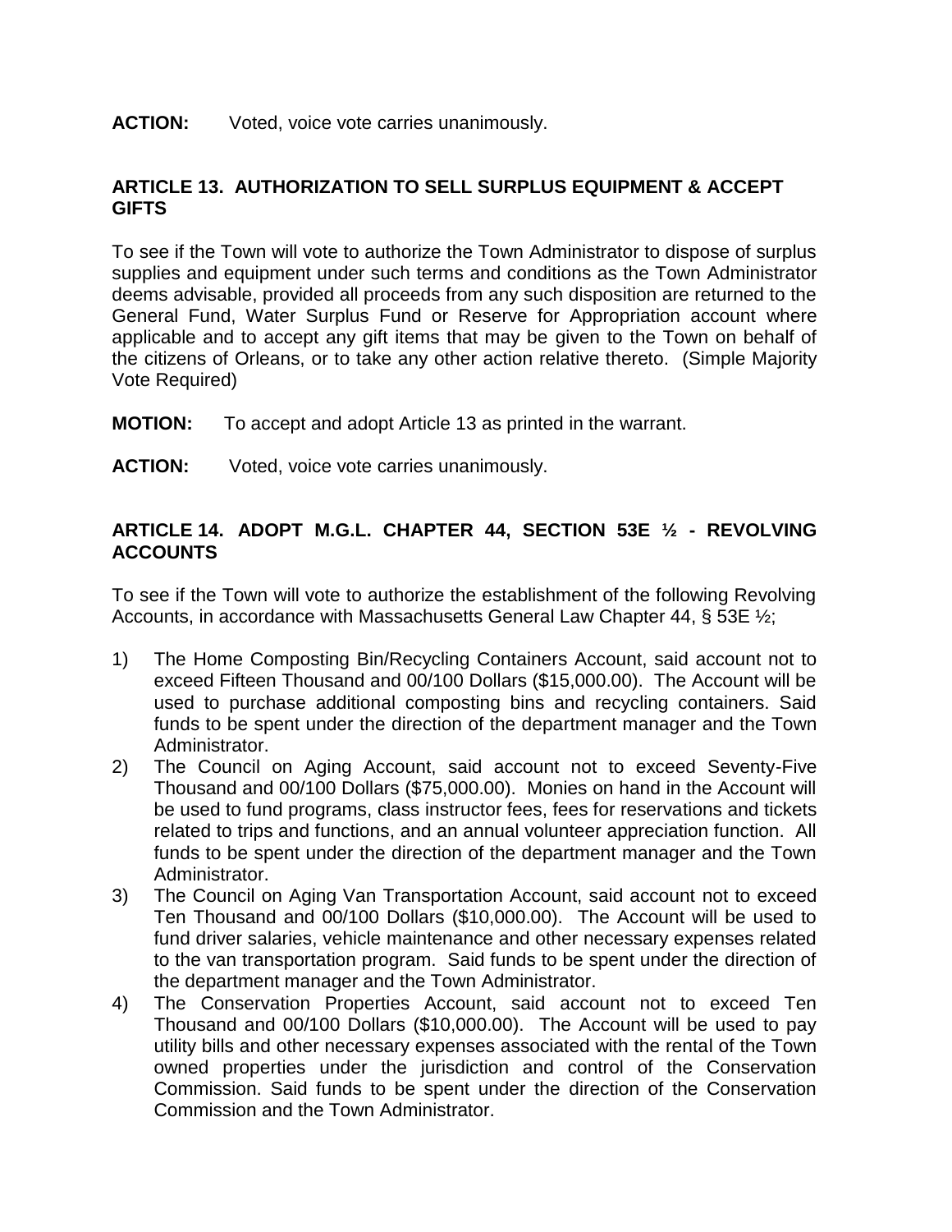**ACTION:** Voted, voice vote carries unanimously.

## ARTICLE 13. AUTHORIZATION TO SELL SURPLUS EQUIPMENT & ACCEPT GIFTS

To see if the Town will vote to authorize the Town Administrator to dispose of surplus supplies and equipment under such terms and conditions as the Town Administrator deems advisable, provided all proceeds from any such disposition are returned to the General Fund, Water Surplus Fund or Reserve for Appropriation account where applicable and to accept any gift items that may be given to the Town on behalf of the citizens of Orleans, or to take any other action relative thereto. (Simple Majority Vote Required)

**MOTION:** To accept and adopt Article 13 as printed in the warrant.

**ACTION:** Voted, voice vote carries unanimously.

## ARTICLE 14. ADOPT M.G.L. CHAPTER 44, SECTION 53E ½ - REVOLVING ACCOUNTS

To see if the Town will vote to authorize the establishment of the following Revolving Accounts, in accordance with Massachusetts General Law Chapter 44, § 53E ½;

1) The Home Composting Bin/Recycling Containers Account, said account not to exceed Fifteen Thousand and 00/100 Dollars ($15,000.00). The Account will be used to purchase additional composting bins and recycling containers. Said funds to be spent under the direction of the department manager and the Town Administrator.
2) The Council on Aging Account, said account not to exceed Seventy-Five Thousand and 00/100 Dollars ($75,000.00). Monies on hand in the Account will be used to fund programs, class instructor fees, fees for reservations and tickets related to trips and functions, and an annual volunteer appreciation function. All funds to be spent under the direction of the department manager and the Town Administrator.
3) The Council on Aging Van Transportation Account, said account not to exceed Ten Thousand and 00/100 Dollars ($10,000.00). The Account will be used to fund driver salaries, vehicle maintenance and other necessary expenses related to the van transportation program. Said funds to be spent under the direction of the department manager and the Town Administrator.
4) The Conservation Properties Account, said account not to exceed Ten Thousand and 00/100 Dollars ($10,000.00). The Account will be used to pay utility bills and other necessary expenses associated with the rental of the Town owned properties under the jurisdiction and control of the Conservation Commission. Said funds to be spent under the direction of the Conservation Commission and the Town Administrator.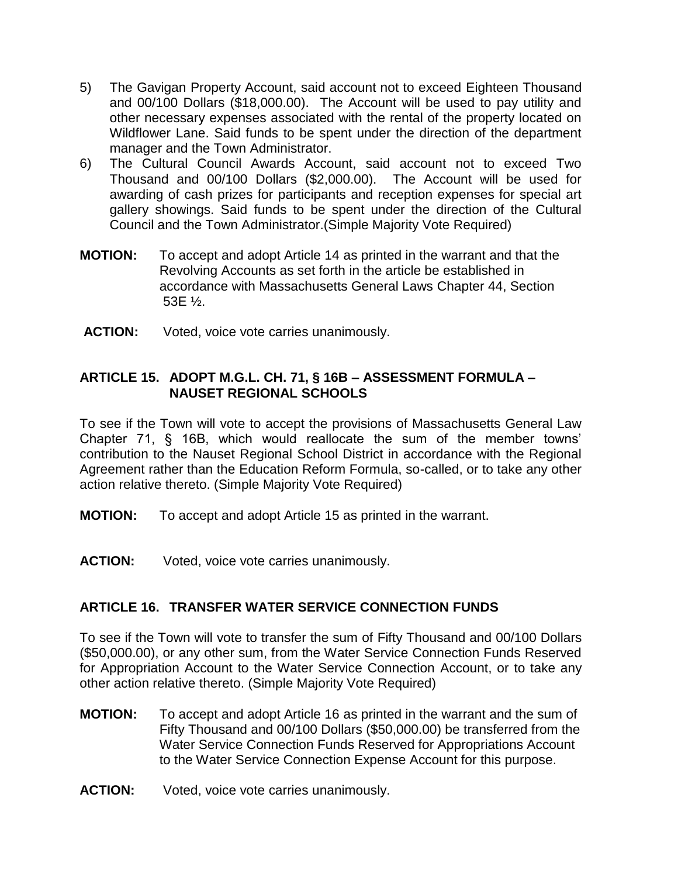5) The Gavigan Property Account, said account not to exceed Eighteen Thousand and 00/100 Dollars ($18,000.00). The Account will be used to pay utility and other necessary expenses associated with the rental of the property located on Wildflower Lane. Said funds to be spent under the direction of the department manager and the Town Administrator.
6) The Cultural Council Awards Account, said account not to exceed Two Thousand and 00/100 Dollars ($2,000.00). The Account will be used for awarding of cash prizes for participants and reception expenses for special art gallery showings. Said funds to be spent under the direction of the Cultural Council and the Town Administrator.(Simple Majority Vote Required)

**MOTION:** To accept and adopt Article 14 as printed in the warrant and that the Revolving Accounts as set forth in the article be established in accordance with Massachusetts General Laws Chapter 44, Section 53E ½.

**ACTION:** Voted, voice vote carries unanimously.

## ARTICLE 15. ADOPT M.G.L. CH. 71, § 16B – ASSESSMENT FORMULA – NAUSET REGIONAL SCHOOLS

To see if the Town will vote to accept the provisions of Massachusetts General Law Chapter 71, § 16B, which would reallocate the sum of the member towns' contribution to the Nauset Regional School District in accordance with the Regional Agreement rather than the Education Reform Formula, so-called, or to take any other action relative thereto. (Simple Majority Vote Required)

**MOTION:** To accept and adopt Article 15 as printed in the warrant.

**ACTION:** Voted, voice vote carries unanimously.

## ARTICLE 16. TRANSFER WATER SERVICE CONNECTION FUNDS

To see if the Town will vote to transfer the sum of Fifty Thousand and 00/100 Dollars ($50,000.00), or any other sum, from the Water Service Connection Funds Reserved for Appropriation Account to the Water Service Connection Account, or to take any other action relative thereto. (Simple Majority Vote Required)

**MOTION:** To accept and adopt Article 16 as printed in the warrant and the sum of Fifty Thousand and 00/100 Dollars ($50,000.00) be transferred from the Water Service Connection Funds Reserved for Appropriations Account to the Water Service Connection Expense Account for this purpose.

**ACTION:** Voted, voice vote carries unanimously.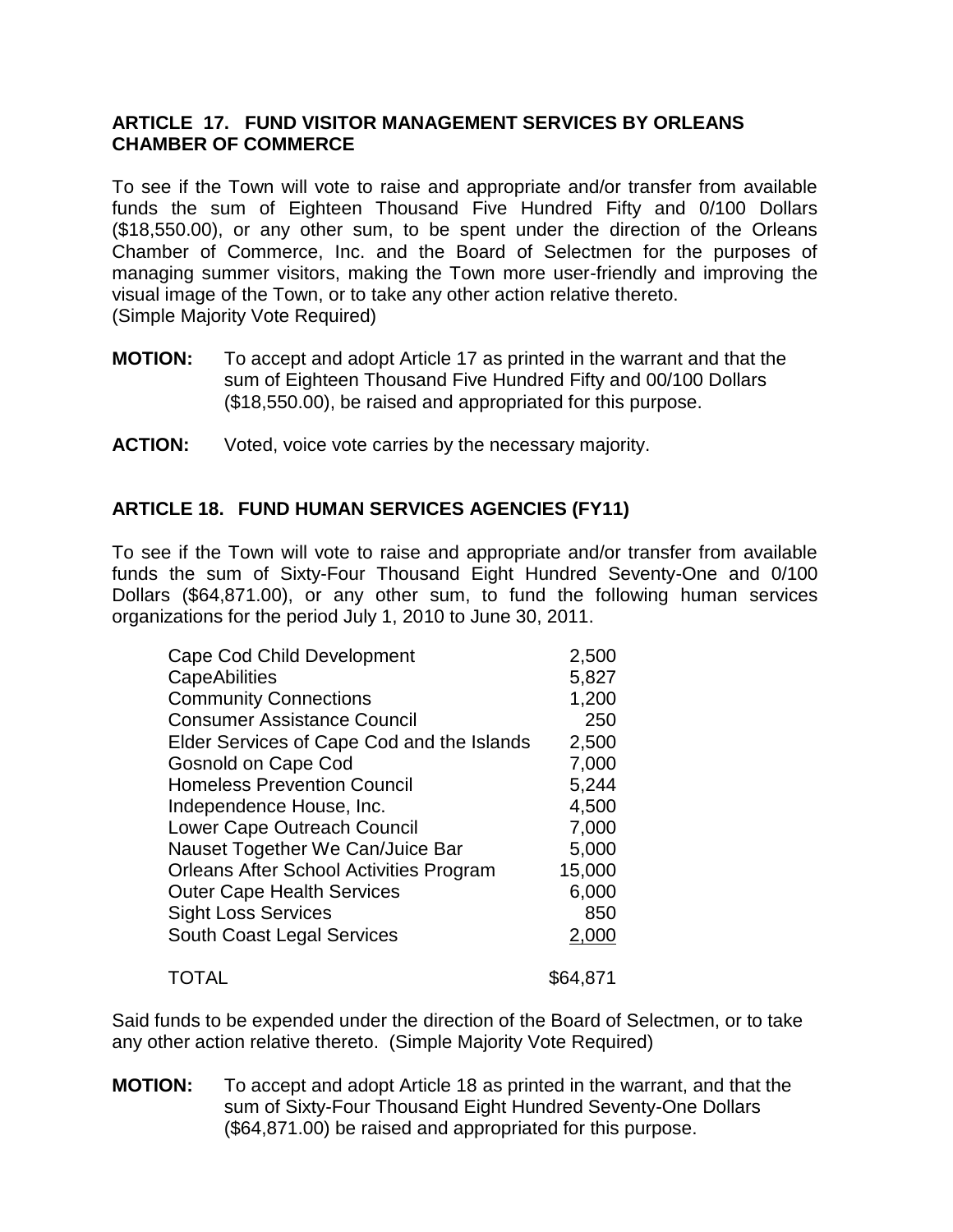**ARTICLE 17. FUND VISITOR MANAGEMENT SERVICES BY ORLEANS CHAMBER OF COMMERCE**

To see if the Town will vote to raise and appropriate and/or transfer from available funds the sum of Eighteen Thousand Five Hundred Fifty and 0/100 Dollars ($18,550.00), or any other sum, to be spent under the direction of the Orleans Chamber of Commerce, Inc. and the Board of Selectmen for the purposes of managing summer visitors, making the Town more user-friendly and improving the visual image of the Town, or to take any other action relative thereto.
(Simple Majority Vote Required)

**MOTION:** To accept and adopt Article 17 as printed in the warrant and that the sum of Eighteen Thousand Five Hundred Fifty and 00/100 Dollars ($18,550.00), be raised and appropriated for this purpose.

**ACTION:** Voted, voice vote carries by the necessary majority.

**ARTICLE 18. FUND HUMAN SERVICES AGENCIES (FY11)**

To see if the Town will vote to raise and appropriate and/or transfer from available funds the sum of Sixty-Four Thousand Eight Hundred Seventy-One and 0/100 Dollars ($64,871.00), or any other sum, to fund the following human services organizations for the period July 1, 2010 to June 30, 2011.

| Organization | Amount |
|---|---|
| Cape Cod Child Development | 2,500 |
| CapeAbilities | 5,827 |
| Community Connections | 1,200 |
| Consumer Assistance Council | 250 |
| Elder Services of Cape Cod and the Islands | 2,500 |
| Gosnold on Cape Cod | 7,000 |
| Homeless Prevention Council | 5,244 |
| Independence House, Inc. | 4,500 |
| Lower Cape Outreach Council | 7,000 |
| Nauset Together We Can/Juice Bar | 5,000 |
| Orleans After School Activities Program | 15,000 |
| Outer Cape Health Services | 6,000 |
| Sight Loss Services | 850 |
| South Coast Legal Services | 2,000 |
| TOTAL | $64,871 |

Said funds to be expended under the direction of the Board of Selectmen, or to take any other action relative thereto. (Simple Majority Vote Required)

**MOTION:** To accept and adopt Article 18 as printed in the warrant, and that the sum of Sixty-Four Thousand Eight Hundred Seventy-One Dollars ($64,871.00) be raised and appropriated for this purpose.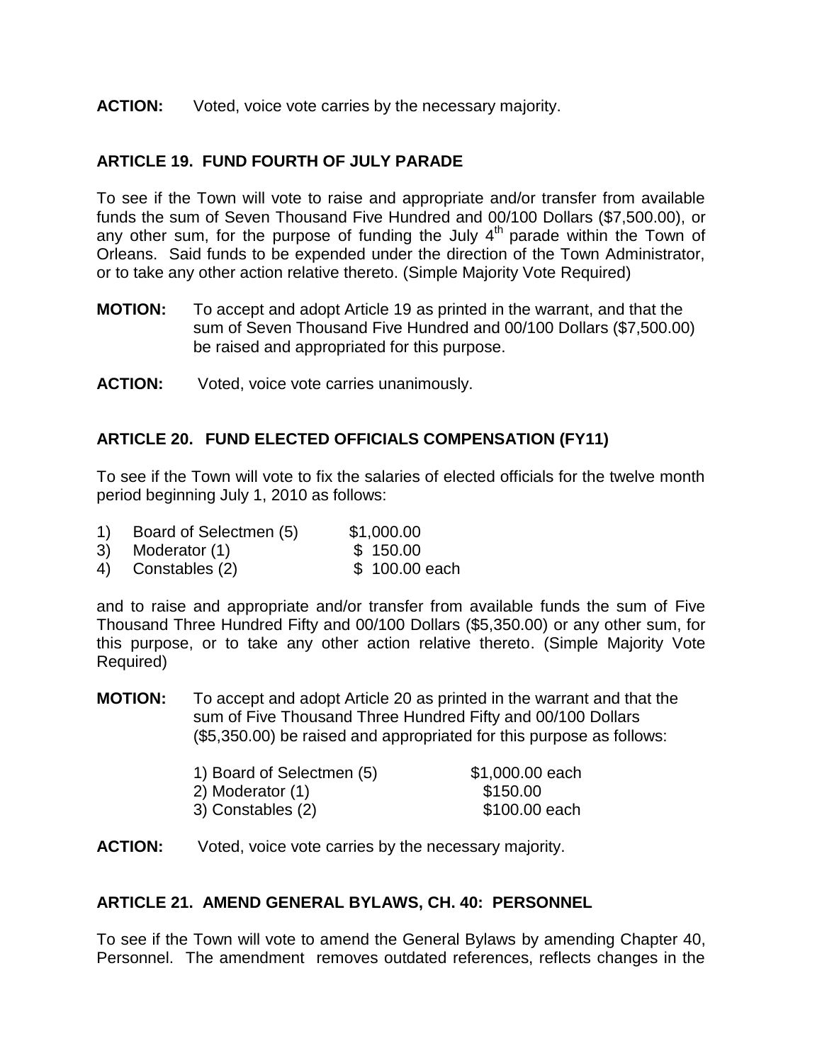**ACTION:** Voted, voice vote carries by the necessary majority.

**ARTICLE 19. FUND FOURTH OF JULY PARADE**

To see if the Town will vote to raise and appropriate and/or transfer from available funds the sum of Seven Thousand Five Hundred and 00/100 Dollars ($7,500.00), or any other sum, for the purpose of funding the July 4th parade within the Town of Orleans. Said funds to be expended under the direction of the Town Administrator, or to take any other action relative thereto. (Simple Majority Vote Required)

**MOTION:** To accept and adopt Article 19 as printed in the warrant, and that the sum of Seven Thousand Five Hundred and 00/100 Dollars ($7,500.00) be raised and appropriated for this purpose.

**ACTION:** Voted, voice vote carries unanimously.

**ARTICLE 20. FUND ELECTED OFFICIALS COMPENSATION (FY11)**

To see if the Town will vote to fix the salaries of elected officials for the twelve month period beginning July 1, 2010 as follows:

1) Board of Selectmen (5) $1,000.00
3) Moderator (1) $ 150.00
4) Constables (2) $ 100.00 each

and to raise and appropriate and/or transfer from available funds the sum of Five Thousand Three Hundred Fifty and 00/100 Dollars ($5,350.00) or any other sum, for this purpose, or to take any other action relative thereto. (Simple Majority Vote Required)

**MOTION:** To accept and adopt Article 20 as printed in the warrant and that the sum of Five Thousand Three Hundred Fifty and 00/100 Dollars ($5,350.00) be raised and appropriated for this purpose as follows:

1) Board of Selectmen (5) $1,000.00 each
2) Moderator (1) $150.00
3) Constables (2) $100.00 each

**ACTION:** Voted, voice vote carries by the necessary majority.

**ARTICLE 21. AMEND GENERAL BYLAWS, CH. 40: PERSONNEL**

To see if the Town will vote to amend the General Bylaws by amending Chapter 40, Personnel. The amendment removes outdated references, reflects changes in the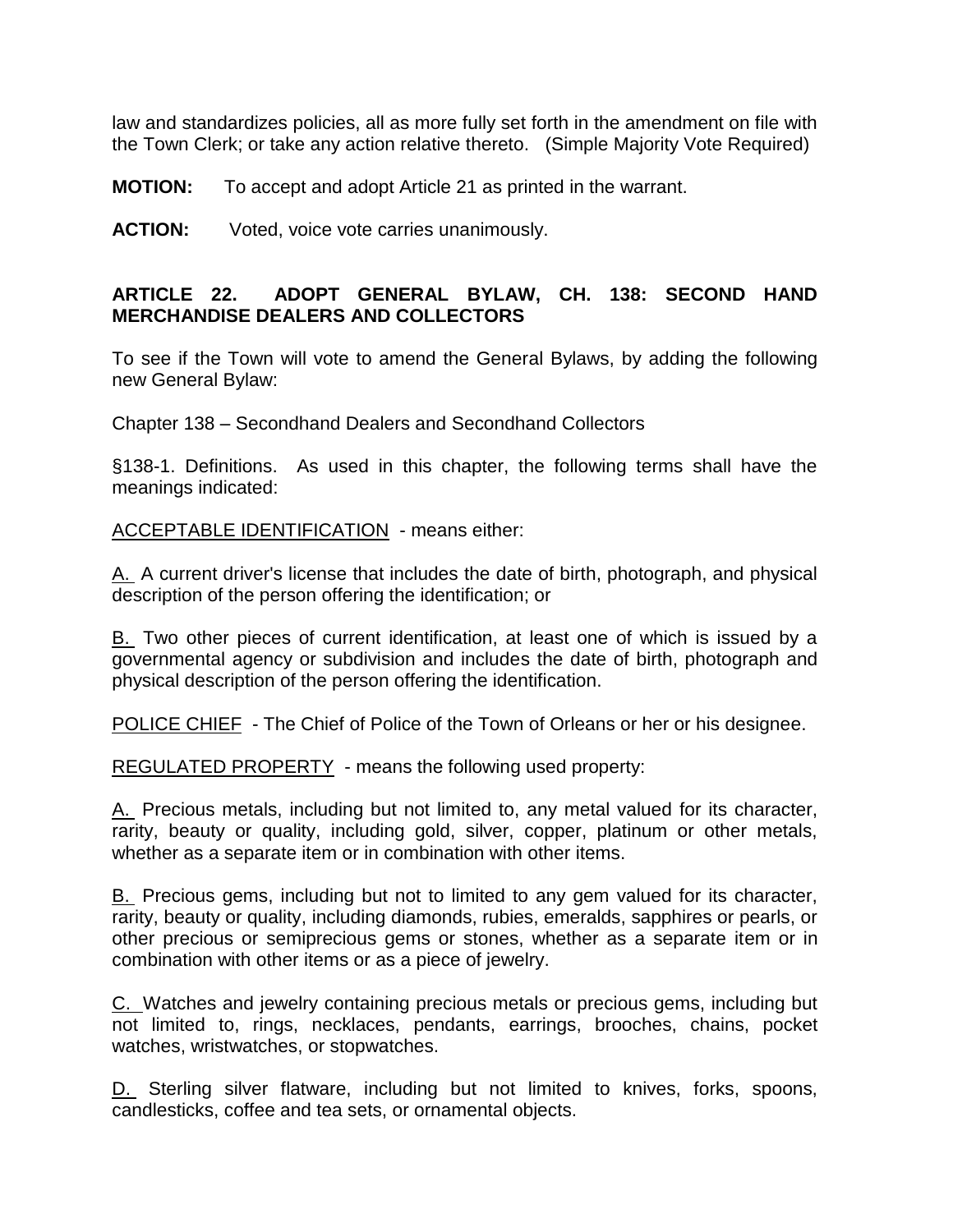law and standardizes policies, all as more fully set forth in the amendment on file with the Town Clerk; or take any action relative thereto. (Simple Majority Vote Required)

**MOTION:** To accept and adopt Article 21 as printed in the warrant.

**ACTION:** Voted, voice vote carries unanimously.

**ARTICLE 22. ADOPT GENERAL BYLAW, CH. 138: SECOND HAND MERCHANDISE DEALERS AND COLLECTORS**

To see if the Town will vote to amend the General Bylaws, by adding the following new General Bylaw:

Chapter 138 – Secondhand Dealers and Secondhand Collectors

§138-1. Definitions. As used in this chapter, the following terms shall have the meanings indicated:

<u>ACCEPTABLE IDENTIFICATION</u> - means either:

<u>A.</u> A current driver's license that includes the date of birth, photograph, and physical description of the person offering the identification; or

<u>B.</u> Two other pieces of current identification, at least one of which is issued by a governmental agency or subdivision and includes the date of birth, photograph and physical description of the person offering the identification.

<u>POLICE CHIEF</u> - The Chief of Police of the Town of Orleans or her or his designee.

<u>REGULATED PROPERTY</u> - means the following used property:

<u>A.</u> Precious metals, including but not limited to, any metal valued for its character, rarity, beauty or quality, including gold, silver, copper, platinum or other metals, whether as a separate item or in combination with other items.

<u>B.</u> Precious gems, including but not to limited to any gem valued for its character, rarity, beauty or quality, including diamonds, rubies, emeralds, sapphires or pearls, or other precious or semiprecious gems or stones, whether as a separate item or in combination with other items or as a piece of jewelry.

<u>C.</u> Watches and jewelry containing precious metals or precious gems, including but not limited to, rings, necklaces, pendants, earrings, brooches, chains, pocket watches, wristwatches, or stopwatches.

<u>D.</u> Sterling silver flatware, including but not limited to knives, forks, spoons, candlesticks, coffee and tea sets, or ornamental objects.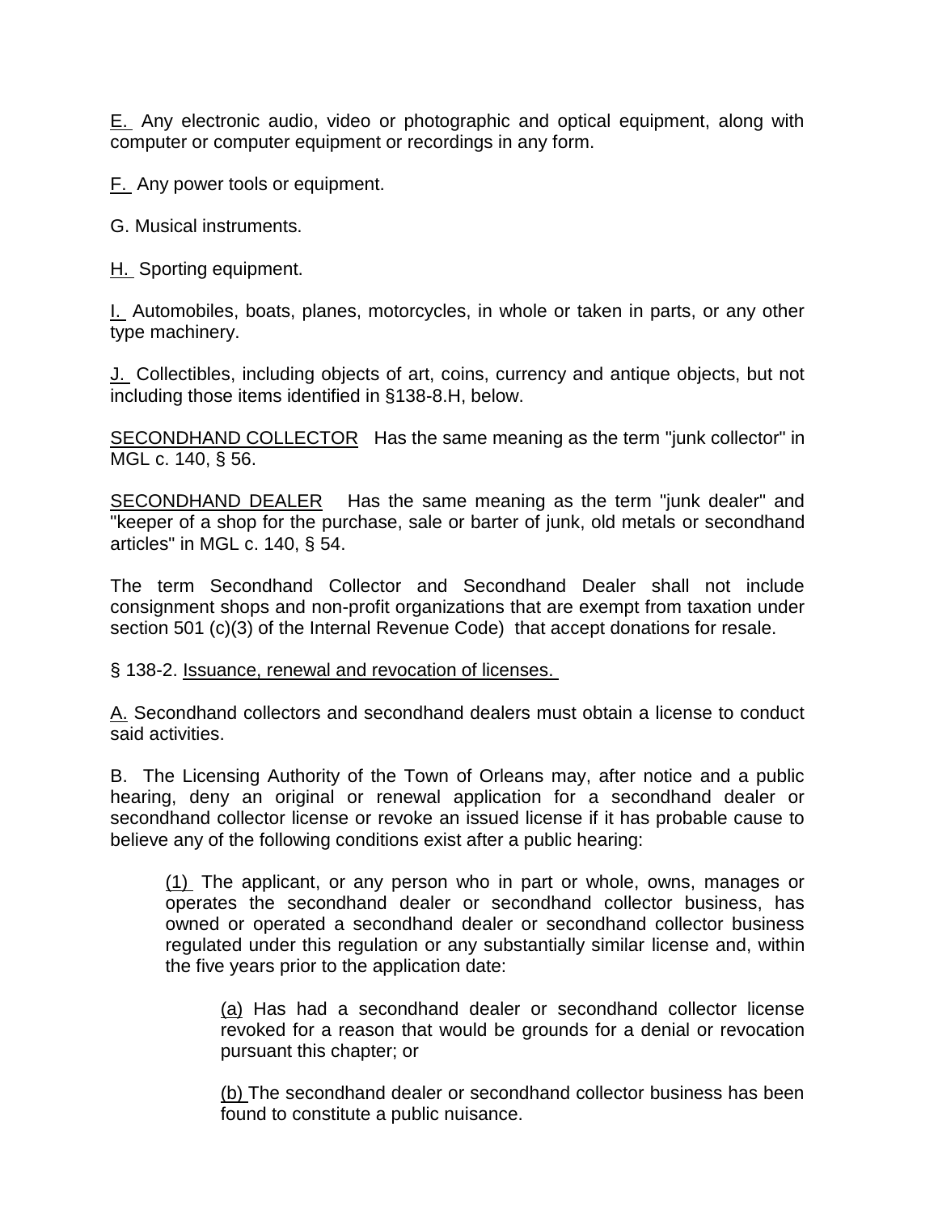E. Any electronic audio, video or photographic and optical equipment, along with computer or computer equipment or recordings in any form.

F. Any power tools or equipment.

G. Musical instruments.

H. Sporting equipment.

I. Automobiles, boats, planes, motorcycles, in whole or taken in parts, or any other type machinery.

J. Collectibles, including objects of art, coins, currency and antique objects, but not including those items identified in §138-8.H, below.

SECONDHAND COLLECTOR Has the same meaning as the term "junk collector" in MGL c. 140, § 56.

SECONDHAND DEALER Has the same meaning as the term "junk dealer" and "keeper of a shop for the purchase, sale or barter of junk, old metals or secondhand articles" in MGL c. 140, § 54.

The term Secondhand Collector and Secondhand Dealer shall not include consignment shops and non-profit organizations that are exempt from taxation under section 501 (c)(3) of the Internal Revenue Code) that accept donations for resale.

§ 138-2. Issuance, renewal and revocation of licenses.

A. Secondhand collectors and secondhand dealers must obtain a license to conduct said activities.

B. The Licensing Authority of the Town of Orleans may, after notice and a public hearing, deny an original or renewal application for a secondhand dealer or secondhand collector license or revoke an issued license if it has probable cause to believe any of the following conditions exist after a public hearing:

(1) The applicant, or any person who in part or whole, owns, manages or operates the secondhand dealer or secondhand collector business, has owned or operated a secondhand dealer or secondhand collector business regulated under this regulation or any substantially similar license and, within the five years prior to the application date:

(a) Has had a secondhand dealer or secondhand collector license revoked for a reason that would be grounds for a denial or revocation pursuant this chapter; or

(b) The secondhand dealer or secondhand collector business has been found to constitute a public nuisance.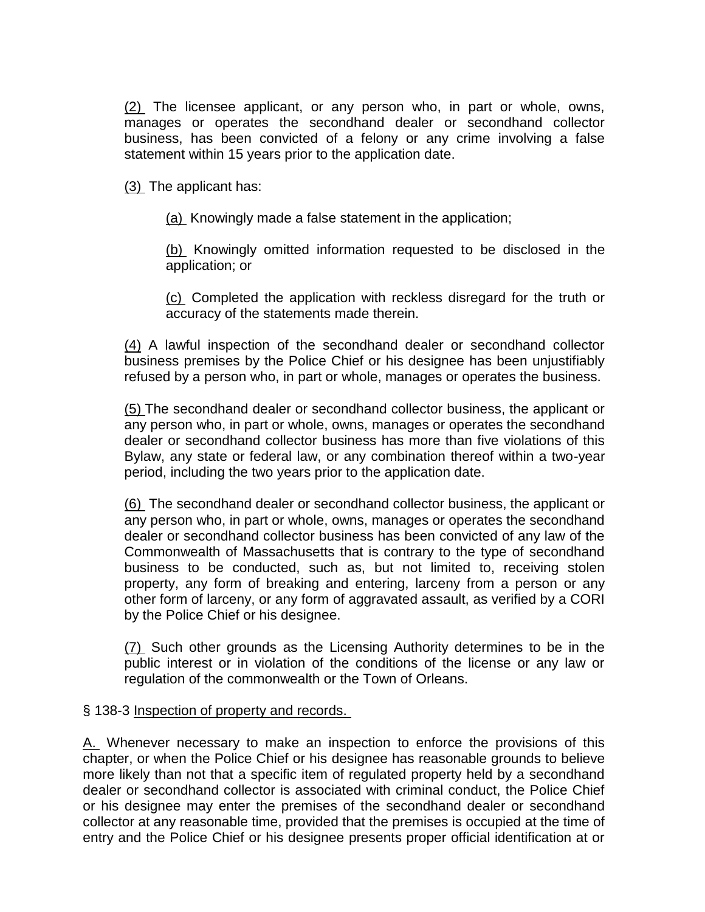(2) The licensee applicant, or any person who, in part or whole, owns, manages or operates the secondhand dealer or secondhand collector business, has been convicted of a felony or any crime involving a false statement within 15 years prior to the application date.

(3) The applicant has:

(a) Knowingly made a false statement in the application;

(b) Knowingly omitted information requested to be disclosed in the application; or

(c) Completed the application with reckless disregard for the truth or accuracy of the statements made therein.

(4) A lawful inspection of the secondhand dealer or secondhand collector business premises by the Police Chief or his designee has been unjustifiably refused by a person who, in part or whole, manages or operates the business.

(5) The secondhand dealer or secondhand collector business, the applicant or any person who, in part or whole, owns, manages or operates the secondhand dealer or secondhand collector business has more than five violations of this Bylaw, any state or federal law, or any combination thereof within a two-year period, including the two years prior to the application date.

(6) The secondhand dealer or secondhand collector business, the applicant or any person who, in part or whole, owns, manages or operates the secondhand dealer or secondhand collector business has been convicted of any law of the Commonwealth of Massachusetts that is contrary to the type of secondhand business to be conducted, such as, but not limited to, receiving stolen property, any form of breaking and entering, larceny from a person or any other form of larceny, or any form of aggravated assault, as verified by a CORI by the Police Chief or his designee.

(7) Such other grounds as the Licensing Authority determines to be in the public interest or in violation of the conditions of the license or any law or regulation of the commonwealth or the Town of Orleans.

§ 138-3 Inspection of property and records.

A. Whenever necessary to make an inspection to enforce the provisions of this chapter, or when the Police Chief or his designee has reasonable grounds to believe more likely than not that a specific item of regulated property held by a secondhand dealer or secondhand collector is associated with criminal conduct, the Police Chief or his designee may enter the premises of the secondhand dealer or secondhand collector at any reasonable time, provided that the premises is occupied at the time of entry and the Police Chief or his designee presents proper official identification at or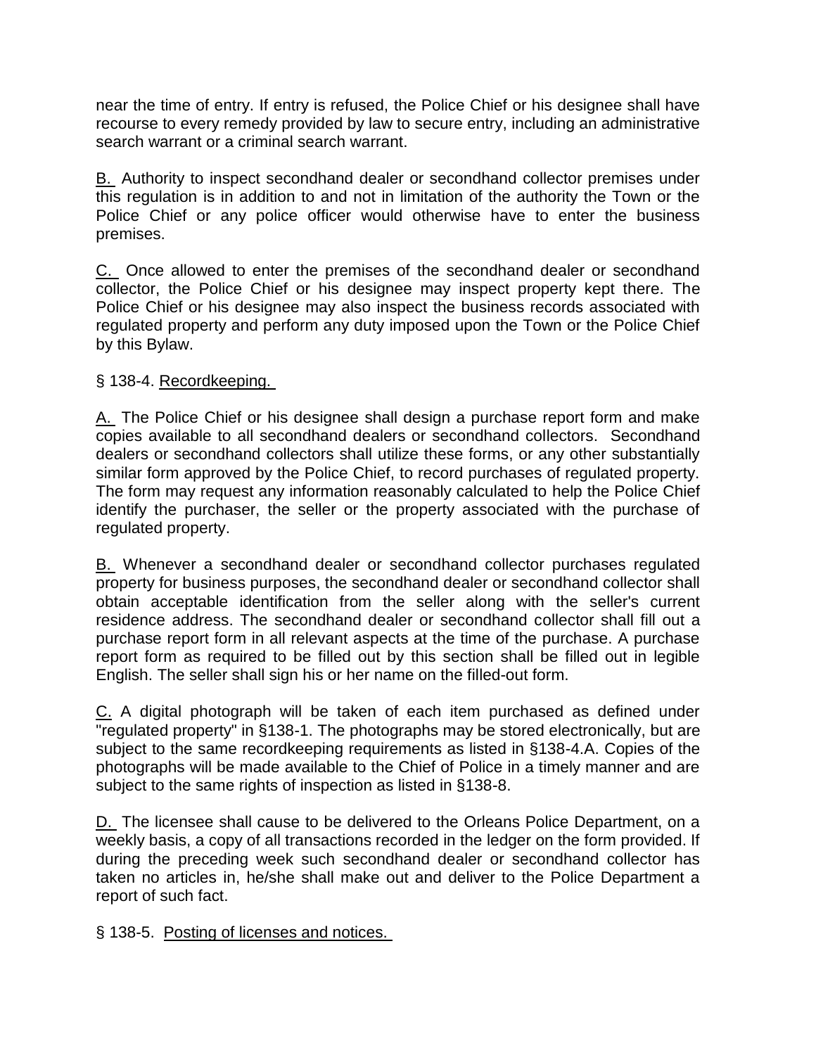near the time of entry. If entry is refused, the Police Chief or his designee shall have recourse to every remedy provided by law to secure entry, including an administrative search warrant or a criminal search warrant.

B. Authority to inspect secondhand dealer or secondhand collector premises under this regulation is in addition to and not in limitation of the authority the Town or the Police Chief or any police officer would otherwise have to enter the business premises.

C. Once allowed to enter the premises of the secondhand dealer or secondhand collector, the Police Chief or his designee may inspect property kept there. The Police Chief or his designee may also inspect the business records associated with regulated property and perform any duty imposed upon the Town or the Police Chief by this Bylaw.

§ 138-4. Recordkeeping.

A. The Police Chief or his designee shall design a purchase report form and make copies available to all secondhand dealers or secondhand collectors. Secondhand dealers or secondhand collectors shall utilize these forms, or any other substantially similar form approved by the Police Chief, to record purchases of regulated property. The form may request any information reasonably calculated to help the Police Chief identify the purchaser, the seller or the property associated with the purchase of regulated property.

B. Whenever a secondhand dealer or secondhand collector purchases regulated property for business purposes, the secondhand dealer or secondhand collector shall obtain acceptable identification from the seller along with the seller's current residence address. The secondhand dealer or secondhand collector shall fill out a purchase report form in all relevant aspects at the time of the purchase. A purchase report form as required to be filled out by this section shall be filled out in legible English. The seller shall sign his or her name on the filled-out form.

C. A digital photograph will be taken of each item purchased as defined under "regulated property" in §138-1. The photographs may be stored electronically, but are subject to the same recordkeeping requirements as listed in §138-4.A. Copies of the photographs will be made available to the Chief of Police in a timely manner and are subject to the same rights of inspection as listed in §138-8.

D. The licensee shall cause to be delivered to the Orleans Police Department, on a weekly basis, a copy of all transactions recorded in the ledger on the form provided. If during the preceding week such secondhand dealer or secondhand collector has taken no articles in, he/she shall make out and deliver to the Police Department a report of such fact.

§ 138-5. Posting of licenses and notices.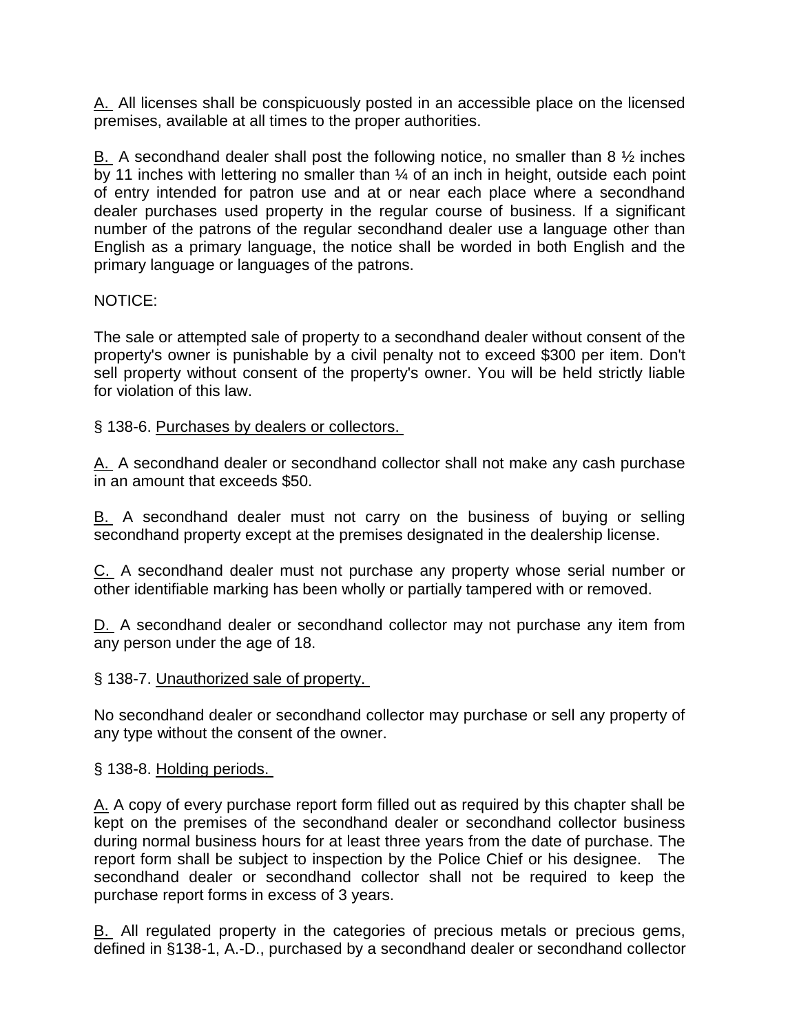A. All licenses shall be conspicuously posted in an accessible place on the licensed premises, available at all times to the proper authorities.

B. A secondhand dealer shall post the following notice, no smaller than 8 ½ inches by 11 inches with lettering no smaller than ¼ of an inch in height, outside each point of entry intended for patron use and at or near each place where a secondhand dealer purchases used property in the regular course of business. If a significant number of the patrons of the regular secondhand dealer use a language other than English as a primary language, the notice shall be worded in both English and the primary language or languages of the patrons.

NOTICE:

The sale or attempted sale of property to a secondhand dealer without consent of the property's owner is punishable by a civil penalty not to exceed $300 per item. Don't sell property without consent of the property's owner. You will be held strictly liable for violation of this law.

§ 138-6. Purchases by dealers or collectors.

A. A secondhand dealer or secondhand collector shall not make any cash purchase in an amount that exceeds $50.

B. A secondhand dealer must not carry on the business of buying or selling secondhand property except at the premises designated in the dealership license.

C. A secondhand dealer must not purchase any property whose serial number or other identifiable marking has been wholly or partially tampered with or removed.

D. A secondhand dealer or secondhand collector may not purchase any item from any person under the age of 18.

§ 138-7. Unauthorized sale of property.

No secondhand dealer or secondhand collector may purchase or sell any property of any type without the consent of the owner.

§ 138-8. Holding periods.

A. A copy of every purchase report form filled out as required by this chapter shall be kept on the premises of the secondhand dealer or secondhand collector business during normal business hours for at least three years from the date of purchase. The report form shall be subject to inspection by the Police Chief or his designee. The secondhand dealer or secondhand collector shall not be required to keep the purchase report forms in excess of 3 years.

B. All regulated property in the categories of precious metals or precious gems, defined in §138-1, A.-D., purchased by a secondhand dealer or secondhand collector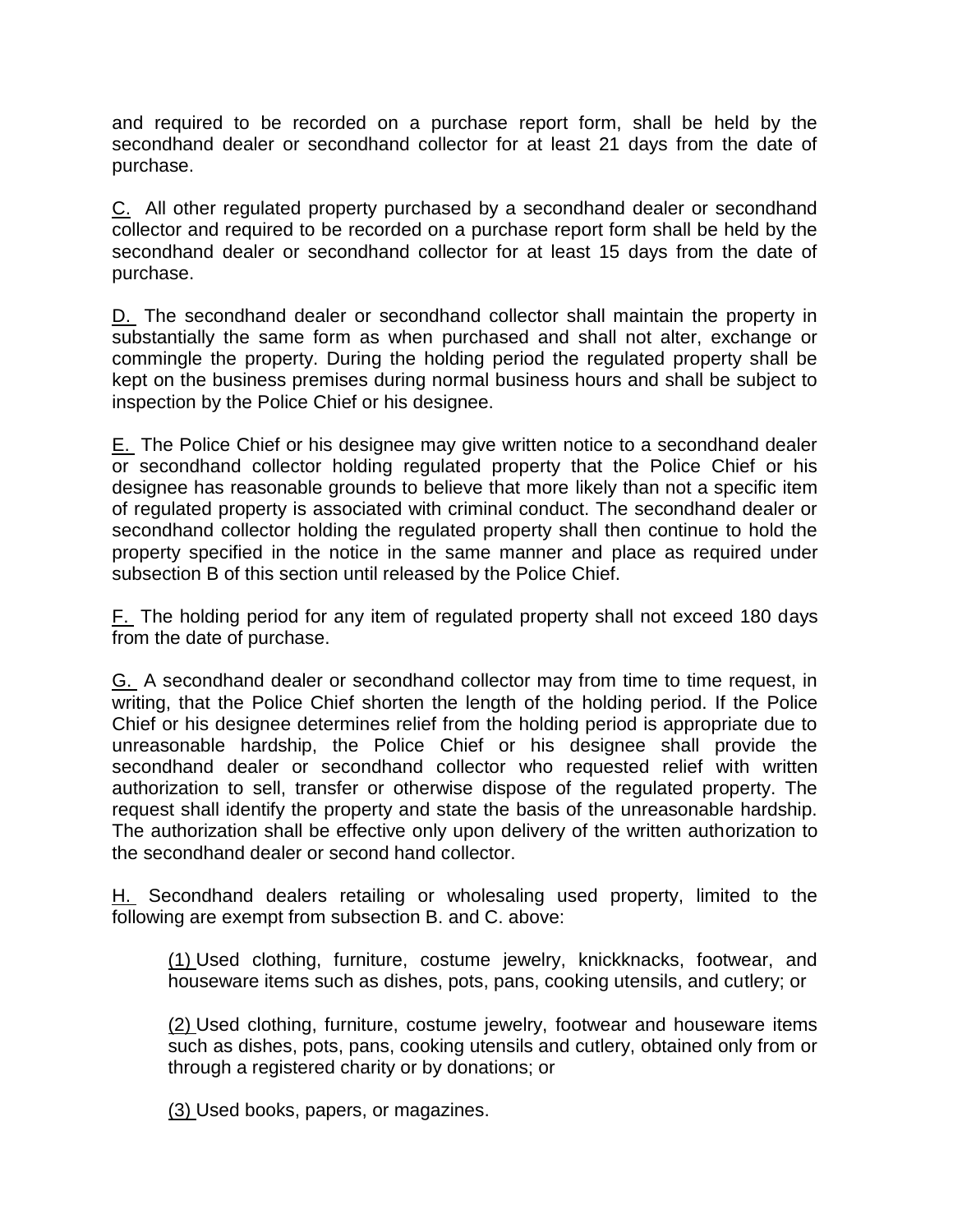and required to be recorded on a purchase report form, shall be held by the secondhand dealer or secondhand collector for at least 21 days from the date of purchase.

C. All other regulated property purchased by a secondhand dealer or secondhand collector and required to be recorded on a purchase report form shall be held by the secondhand dealer or secondhand collector for at least 15 days from the date of purchase.

D. The secondhand dealer or secondhand collector shall maintain the property in substantially the same form as when purchased and shall not alter, exchange or commingle the property. During the holding period the regulated property shall be kept on the business premises during normal business hours and shall be subject to inspection by the Police Chief or his designee.

E. The Police Chief or his designee may give written notice to a secondhand dealer or secondhand collector holding regulated property that the Police Chief or his designee has reasonable grounds to believe that more likely than not a specific item of regulated property is associated with criminal conduct. The secondhand dealer or secondhand collector holding the regulated property shall then continue to hold the property specified in the notice in the same manner and place as required under subsection B of this section until released by the Police Chief.

F. The holding period for any item of regulated property shall not exceed 180 days from the date of purchase.

G. A secondhand dealer or secondhand collector may from time to time request, in writing, that the Police Chief shorten the length of the holding period. If the Police Chief or his designee determines relief from the holding period is appropriate due to unreasonable hardship, the Police Chief or his designee shall provide the secondhand dealer or secondhand collector who requested relief with written authorization to sell, transfer or otherwise dispose of the regulated property. The request shall identify the property and state the basis of the unreasonable hardship. The authorization shall be effective only upon delivery of the written authorization to the secondhand dealer or second hand collector.

H. Secondhand dealers retailing or wholesaling used property, limited to the following are exempt from subsection B. and C. above:

(1) Used clothing, furniture, costume jewelry, knickknacks, footwear, and houseware items such as dishes, pots, pans, cooking utensils, and cutlery; or

(2) Used clothing, furniture, costume jewelry, footwear and houseware items such as dishes, pots, pans, cooking utensils and cutlery, obtained only from or through a registered charity or by donations; or

(3) Used books, papers, or magazines.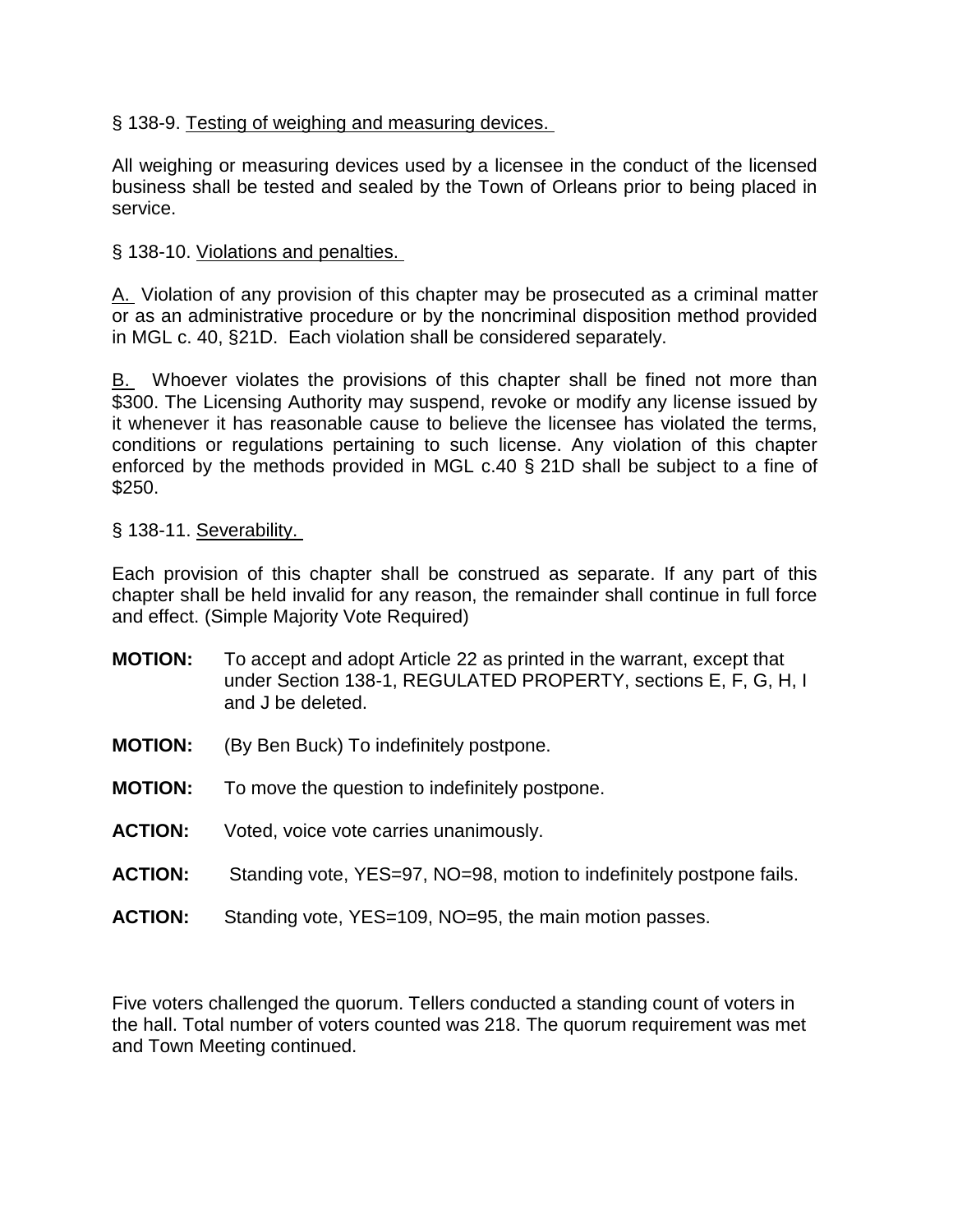§ 138-9. Testing of weighing and measuring devices.

All weighing or measuring devices used by a licensee in the conduct of the licensed business shall be tested and sealed by the Town of Orleans prior to being placed in service.

§ 138-10. Violations and penalties.

A. Violation of any provision of this chapter may be prosecuted as a criminal matter or as an administrative procedure or by the noncriminal disposition method provided in MGL c. 40, §21D. Each violation shall be considered separately.

B. Whoever violates the provisions of this chapter shall be fined not more than $300. The Licensing Authority may suspend, revoke or modify any license issued by it whenever it has reasonable cause to believe the licensee has violated the terms, conditions or regulations pertaining to such license. Any violation of this chapter enforced by the methods provided in MGL c.40 § 21D shall be subject to a fine of $250.

§ 138-11. Severability.

Each provision of this chapter shall be construed as separate. If any part of this chapter shall be held invalid for any reason, the remainder shall continue in full force and effect. (Simple Majority Vote Required)

**MOTION:** To accept and adopt Article 22 as printed in the warrant, except that under Section 138-1, REGULATED PROPERTY, sections E, F, G, H, I and J be deleted.

**MOTION:** (By Ben Buck) To indefinitely postpone.

**MOTION:** To move the question to indefinitely postpone.

**ACTION:** Voted, voice vote carries unanimously.

**ACTION:** Standing vote, YES=97, NO=98, motion to indefinitely postpone fails.

**ACTION:** Standing vote, YES=109, NO=95, the main motion passes.

Five voters challenged the quorum. Tellers conducted a standing count of voters in the hall. Total number of voters counted was 218. The quorum requirement was met and Town Meeting continued.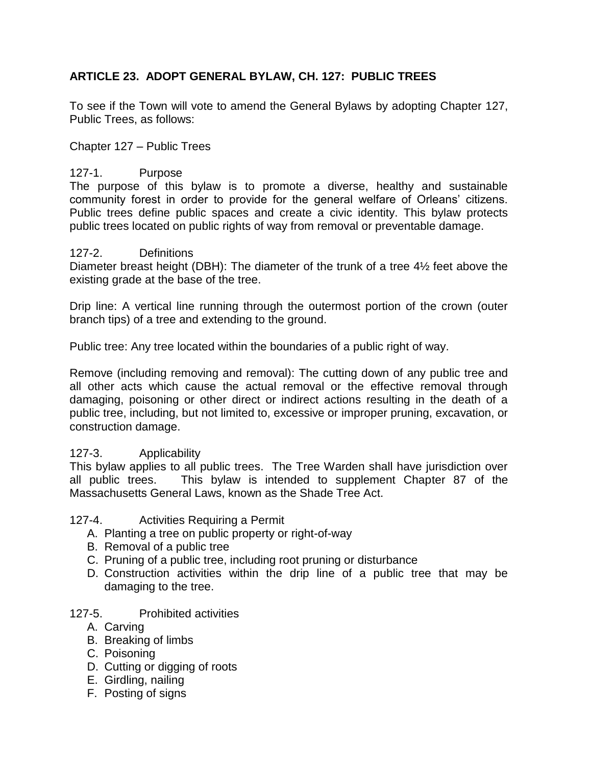## ARTICLE 23. ADOPT GENERAL BYLAW, CH. 127: PUBLIC TREES

To see if the Town will vote to amend the General Bylaws by adopting Chapter 127, Public Trees, as follows:

Chapter 127 – Public Trees

127-1. Purpose

The purpose of this bylaw is to promote a diverse, healthy and sustainable community forest in order to provide for the general welfare of Orleans' citizens. Public trees define public spaces and create a civic identity. This bylaw protects public trees located on public rights of way from removal or preventable damage.

127-2. Definitions

Diameter breast height (DBH): The diameter of the trunk of a tree 4½ feet above the existing grade at the base of the tree.

Drip line: A vertical line running through the outermost portion of the crown (outer branch tips) of a tree and extending to the ground.

Public tree: Any tree located within the boundaries of a public right of way.

Remove (including removing and removal): The cutting down of any public tree and all other acts which cause the actual removal or the effective removal through damaging, poisoning or other direct or indirect actions resulting in the death of a public tree, including, but not limited to, excessive or improper pruning, excavation, or construction damage.

127-3. Applicability

This bylaw applies to all public trees. The Tree Warden shall have jurisdiction over all public trees. This bylaw is intended to supplement Chapter 87 of the Massachusetts General Laws, known as the Shade Tree Act.

127-4. Activities Requiring a Permit

A. Planting a tree on public property or right-of-way
B. Removal of a public tree
C. Pruning of a public tree, including root pruning or disturbance
D. Construction activities within the drip line of a public tree that may be damaging to the tree.

127-5. Prohibited activities

A. Carving
B. Breaking of limbs
C. Poisoning
D. Cutting or digging of roots
E. Girdling, nailing
F. Posting of signs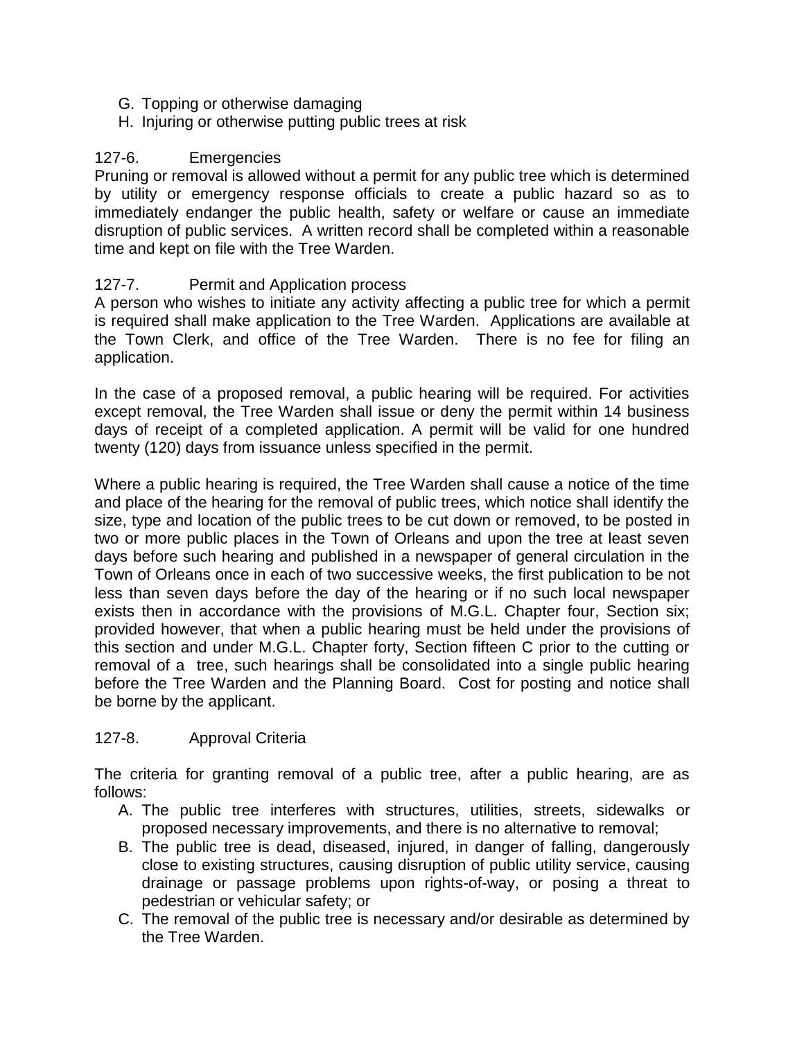G. Topping or otherwise damaging
H. Injuring or otherwise putting public trees at risk

## 127-6. Emergencies

Pruning or removal is allowed without a permit for any public tree which is determined by utility or emergency response officials to create a public hazard so as to immediately endanger the public health, safety or welfare or cause an immediate disruption of public services. A written record shall be completed within a reasonable time and kept on file with the Tree Warden.

## 127-7. Permit and Application process

A person who wishes to initiate any activity affecting a public tree for which a permit is required shall make application to the Tree Warden. Applications are available at the Town Clerk, and office of the Tree Warden. There is no fee for filing an application.

In the case of a proposed removal, a public hearing will be required. For activities except removal, the Tree Warden shall issue or deny the permit within 14 business days of receipt of a completed application. A permit will be valid for one hundred twenty (120) days from issuance unless specified in the permit.

Where a public hearing is required, the Tree Warden shall cause a notice of the time and place of the hearing for the removal of public trees, which notice shall identify the size, type and location of the public trees to be cut down or removed, to be posted in two or more public places in the Town of Orleans and upon the tree at least seven days before such hearing and published in a newspaper of general circulation in the Town of Orleans once in each of two successive weeks, the first publication to be not less than seven days before the day of the hearing or if no such local newspaper exists then in accordance with the provisions of M.G.L. Chapter four, Section six; provided however, that when a public hearing must be held under the provisions of this section and under M.G.L. Chapter forty, Section fifteen C prior to the cutting or removal of a tree, such hearings shall be consolidated into a single public hearing before the Tree Warden and the Planning Board. Cost for posting and notice shall be borne by the applicant.

## 127-8. Approval Criteria

The criteria for granting removal of a public tree, after a public hearing, are as follows:

A. The public tree interferes with structures, utilities, streets, sidewalks or proposed necessary improvements, and there is no alternative to removal;
B. The public tree is dead, diseased, injured, in danger of falling, dangerously close to existing structures, causing disruption of public utility service, causing drainage or passage problems upon rights-of-way, or posing a threat to pedestrian or vehicular safety; or
C. The removal of the public tree is necessary and/or desirable as determined by the Tree Warden.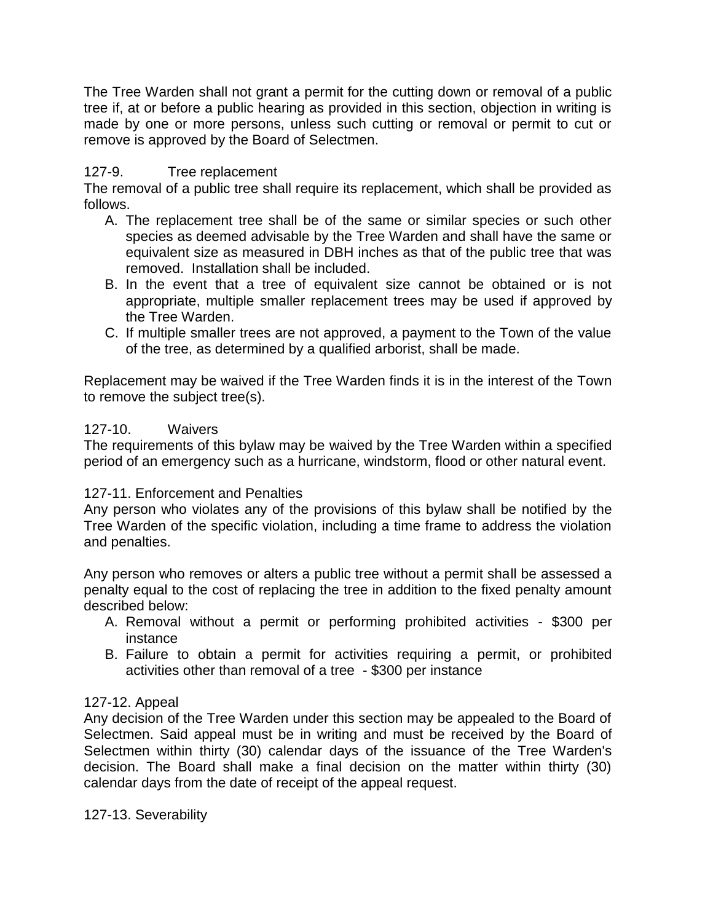The Tree Warden shall not grant a permit for the cutting down or removal of a public tree if, at or before a public hearing as provided in this section, objection in writing is made by one or more persons, unless such cutting or removal or permit to cut or remove is approved by the Board of Selectmen.

127-9. Tree replacement

The removal of a public tree shall require its replacement, which shall be provided as follows.

A. The replacement tree shall be of the same or similar species or such other species as deemed advisable by the Tree Warden and shall have the same or equivalent size as measured in DBH inches as that of the public tree that was removed. Installation shall be included.
B. In the event that a tree of equivalent size cannot be obtained or is not appropriate, multiple smaller replacement trees may be used if approved by the Tree Warden.
C. If multiple smaller trees are not approved, a payment to the Town of the value of the tree, as determined by a qualified arborist, shall be made.

Replacement may be waived if the Tree Warden finds it is in the interest of the Town to remove the subject tree(s).

127-10. Waivers

The requirements of this bylaw may be waived by the Tree Warden within a specified period of an emergency such as a hurricane, windstorm, flood or other natural event.

127-11. Enforcement and Penalties

Any person who violates any of the provisions of this bylaw shall be notified by the Tree Warden of the specific violation, including a time frame to address the violation and penalties.

Any person who removes or alters a public tree without a permit shall be assessed a penalty equal to the cost of replacing the tree in addition to the fixed penalty amount described below:

A. Removal without a permit or performing prohibited activities - $300 per instance
B. Failure to obtain a permit for activities requiring a permit, or prohibited activities other than removal of a tree - $300 per instance

127-12. Appeal

Any decision of the Tree Warden under this section may be appealed to the Board of Selectmen. Said appeal must be in writing and must be received by the Board of Selectmen within thirty (30) calendar days of the issuance of the Tree Warden's decision. The Board shall make a final decision on the matter within thirty (30) calendar days from the date of receipt of the appeal request.

127-13. Severability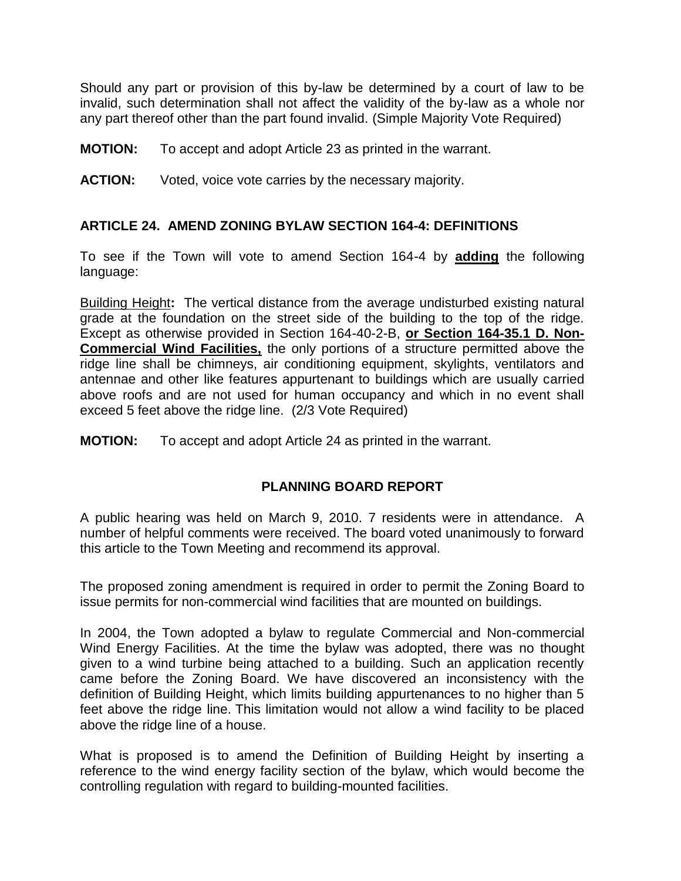Should any part or provision of this by-law be determined by a court of law to be invalid, such determination shall not affect the validity of the by-law as a whole nor any part thereof other than the part found invalid. (Simple Majority Vote Required)

**MOTION:** To accept and adopt Article 23 as printed in the warrant.

**ACTION:** Voted, voice vote carries by the necessary majority.

## ARTICLE 24. AMEND ZONING BYLAW SECTION 164-4: DEFINITIONS

To see if the Town will vote to amend Section 164-4 by **adding** the following language:

Building Height**:** The vertical distance from the average undisturbed existing natural grade at the foundation on the street side of the building to the top of the ridge. Except as otherwise provided in Section 164-40-2-B, **or Section 164-35.1 D. Non-Commercial Wind Facilities,** the only portions of a structure permitted above the ridge line shall be chimneys, air conditioning equipment, skylights, ventilators and antennae and other like features appurtenant to buildings which are usually carried above roofs and are not used for human occupancy and which in no event shall exceed 5 feet above the ridge line. (2/3 Vote Required)

**MOTION:** To accept and adopt Article 24 as printed in the warrant.

### PLANNING BOARD REPORT

A public hearing was held on March 9, 2010. 7 residents were in attendance. A number of helpful comments were received. The board voted unanimously to forward this article to the Town Meeting and recommend its approval.

The proposed zoning amendment is required in order to permit the Zoning Board to issue permits for non-commercial wind facilities that are mounted on buildings.

In 2004, the Town adopted a bylaw to regulate Commercial and Non-commercial Wind Energy Facilities. At the time the bylaw was adopted, there was no thought given to a wind turbine being attached to a building. Such an application recently came before the Zoning Board. We have discovered an inconsistency with the definition of Building Height, which limits building appurtenances to no higher than 5 feet above the ridge line. This limitation would not allow a wind facility to be placed above the ridge line of a house.

What is proposed is to amend the Definition of Building Height by inserting a reference to the wind energy facility section of the bylaw, which would become the controlling regulation with regard to building-mounted facilities.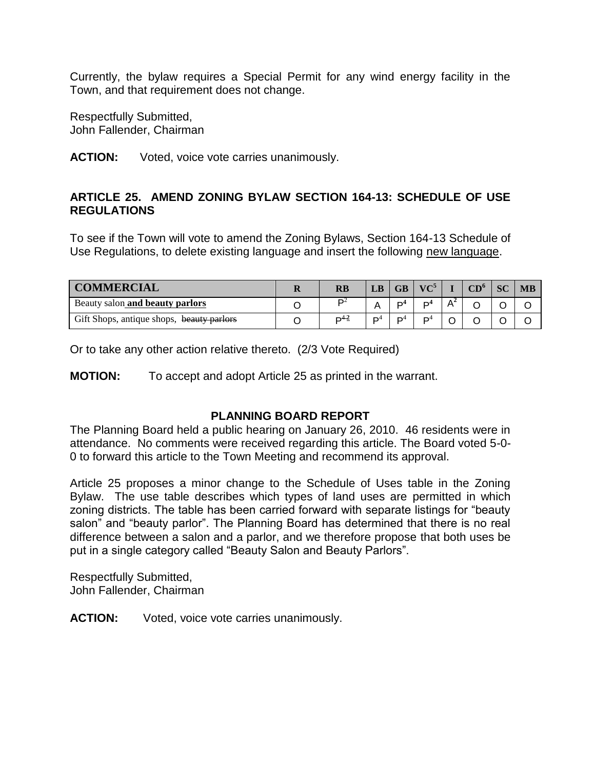Currently, the bylaw requires a Special Permit for any wind energy facility in the Town, and that requirement does not change.

Respectfully Submitted,
John Fallender, Chairman

**ACTION:** Voted, voice vote carries unanimously.

## ARTICLE 25. AMEND ZONING BYLAW SECTION 164-13: SCHEDULE OF USE REGULATIONS

To see if the Town will vote to amend the Zoning Bylaws, Section 164-13 Schedule of Use Regulations, to delete existing language and insert the following new language.

| COMMERCIAL | R | RB | LB | GB | VC[5] | I | CD[6] | SC | MB |
|---|---|---|---|---|---|---|---|---|---|
| Beauty salon **and beauty parlors** | O | P[2] | A | P[4] | P[4] | A[2] | O | O | O |
| Gift Shops, antique shops, ~~beauty parlors~~ | O | P[4 2] | P[4] | P[4] | P[4] | O | O | O | O |

Or to take any other action relative thereto. (2/3 Vote Required)

**MOTION:** To accept and adopt Article 25 as printed in the warrant.

### PLANNING BOARD REPORT

The Planning Board held a public hearing on January 26, 2010. 46 residents were in attendance. No comments were received regarding this article. The Board voted 5-0-0 to forward this article to the Town Meeting and recommend its approval.

Article 25 proposes a minor change to the Schedule of Uses table in the Zoning Bylaw. The use table describes which types of land uses are permitted in which zoning districts. The table has been carried forward with separate listings for "beauty salon" and "beauty parlor". The Planning Board has determined that there is no real difference between a salon and a parlor, and we therefore propose that both uses be put in a single category called "Beauty Salon and Beauty Parlors".

Respectfully Submitted,
John Fallender, Chairman

**ACTION:** Voted, voice vote carries unanimously.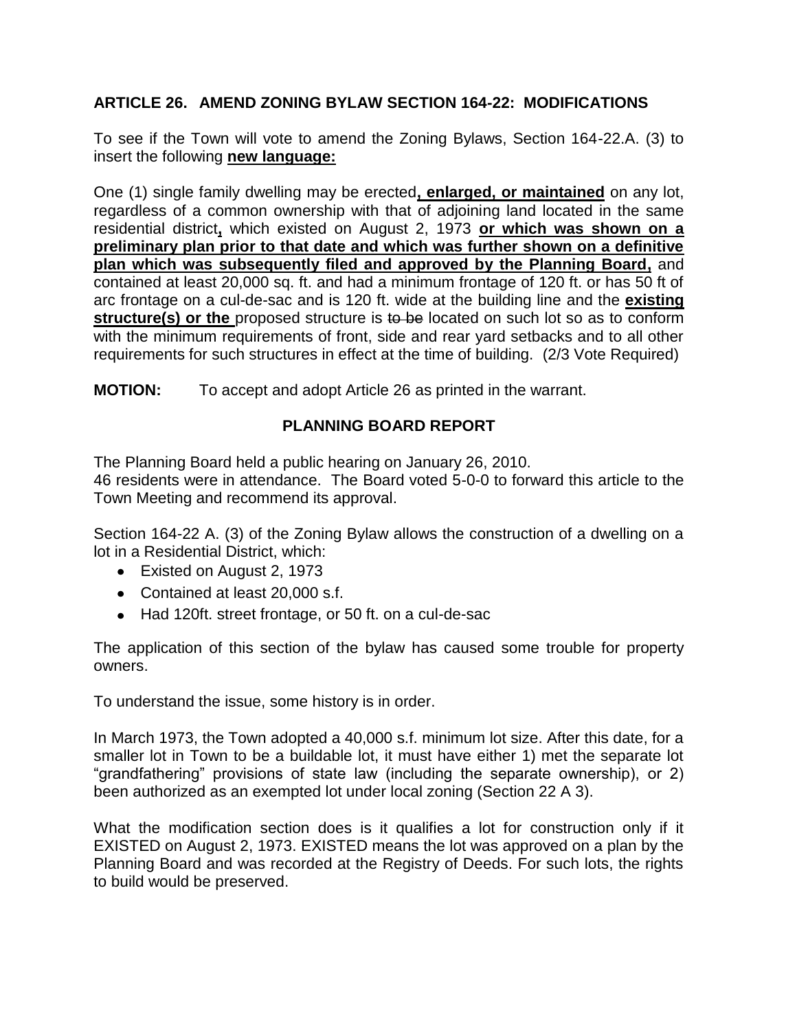## ARTICLE 26. AMEND ZONING BYLAW SECTION 164-22: MODIFICATIONS

To see if the Town will vote to amend the Zoning Bylaws, Section 164-22.A. (3) to insert the following **new language:**

One (1) single family dwelling may be erected**, enlarged, or maintained** on any lot, regardless of a common ownership with that of adjoining land located in the same residential district**,** which existed on August 2, 1973 **or which was shown on a preliminary plan prior to that date and which was further shown on a definitive plan which was subsequently filed and approved by the Planning Board,** and contained at least 20,000 sq. ft. and had a minimum frontage of 120 ft. or has 50 ft of arc frontage on a cul-de-sac and is 120 ft. wide at the building line and the **existing structure(s) or the** proposed structure is ~~to be~~ located on such lot so as to conform with the minimum requirements of front, side and rear yard setbacks and to all other requirements for such structures in effect at the time of building. (2/3 Vote Required)

**MOTION:** To accept and adopt Article 26 as printed in the warrant.

### PLANNING BOARD REPORT

The Planning Board held a public hearing on January 26, 2010.
46 residents were in attendance. The Board voted 5-0-0 to forward this article to the Town Meeting and recommend its approval.

Section 164-22 A. (3) of the Zoning Bylaw allows the construction of a dwelling on a lot in a Residential District, which:

- Existed on August 2, 1973
- Contained at least 20,000 s.f.
- Had 120ft. street frontage, or 50 ft. on a cul-de-sac

The application of this section of the bylaw has caused some trouble for property owners.

To understand the issue, some history is in order.

In March 1973, the Town adopted a 40,000 s.f. minimum lot size. After this date, for a smaller lot in Town to be a buildable lot, it must have either 1) met the separate lot "grandfathering" provisions of state law (including the separate ownership), or 2) been authorized as an exempted lot under local zoning (Section 22 A 3).

What the modification section does is it qualifies a lot for construction only if it EXISTED on August 2, 1973. EXISTED means the lot was approved on a plan by the Planning Board and was recorded at the Registry of Deeds. For such lots, the rights to build would be preserved.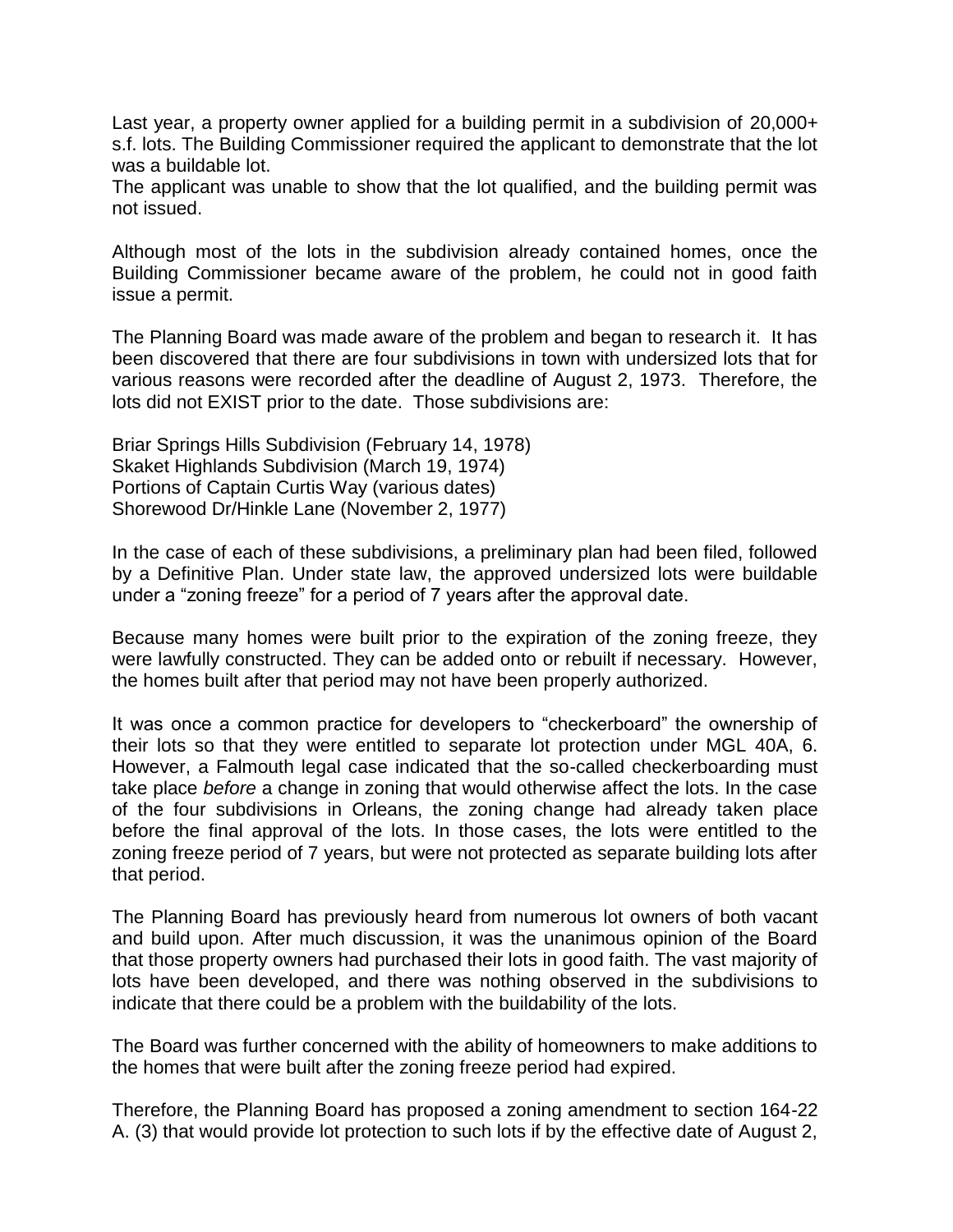Last year, a property owner applied for a building permit in a subdivision of 20,000+ s.f. lots. The Building Commissioner required the applicant to demonstrate that the lot was a buildable lot.
The applicant was unable to show that the lot qualified, and the building permit was not issued.

Although most of the lots in the subdivision already contained homes, once the Building Commissioner became aware of the problem, he could not in good faith issue a permit.

The Planning Board was made aware of the problem and began to research it. It has been discovered that there are four subdivisions in town with undersized lots that for various reasons were recorded after the deadline of August 2, 1973. Therefore, the lots did not EXIST prior to the date. Those subdivisions are:

Briar Springs Hills Subdivision (February 14, 1978)
Skaket Highlands Subdivision (March 19, 1974)
Portions of Captain Curtis Way (various dates)
Shorewood Dr/Hinkle Lane (November 2, 1977)

In the case of each of these subdivisions, a preliminary plan had been filed, followed by a Definitive Plan. Under state law, the approved undersized lots were buildable under a "zoning freeze" for a period of 7 years after the approval date.

Because many homes were built prior to the expiration of the zoning freeze, they were lawfully constructed. They can be added onto or rebuilt if necessary. However, the homes built after that period may not have been properly authorized.

It was once a common practice for developers to "checkerboard" the ownership of their lots so that they were entitled to separate lot protection under MGL 40A, 6. However, a Falmouth legal case indicated that the so-called checkerboarding must take place *before* a change in zoning that would otherwise affect the lots. In the case of the four subdivisions in Orleans, the zoning change had already taken place before the final approval of the lots. In those cases, the lots were entitled to the zoning freeze period of 7 years, but were not protected as separate building lots after that period.

The Planning Board has previously heard from numerous lot owners of both vacant and build upon. After much discussion, it was the unanimous opinion of the Board that those property owners had purchased their lots in good faith. The vast majority of lots have been developed, and there was nothing observed in the subdivisions to indicate that there could be a problem with the buildability of the lots.

The Board was further concerned with the ability of homeowners to make additions to the homes that were built after the zoning freeze period had expired.

Therefore, the Planning Board has proposed a zoning amendment to section 164-22 A. (3) that would provide lot protection to such lots if by the effective date of August 2,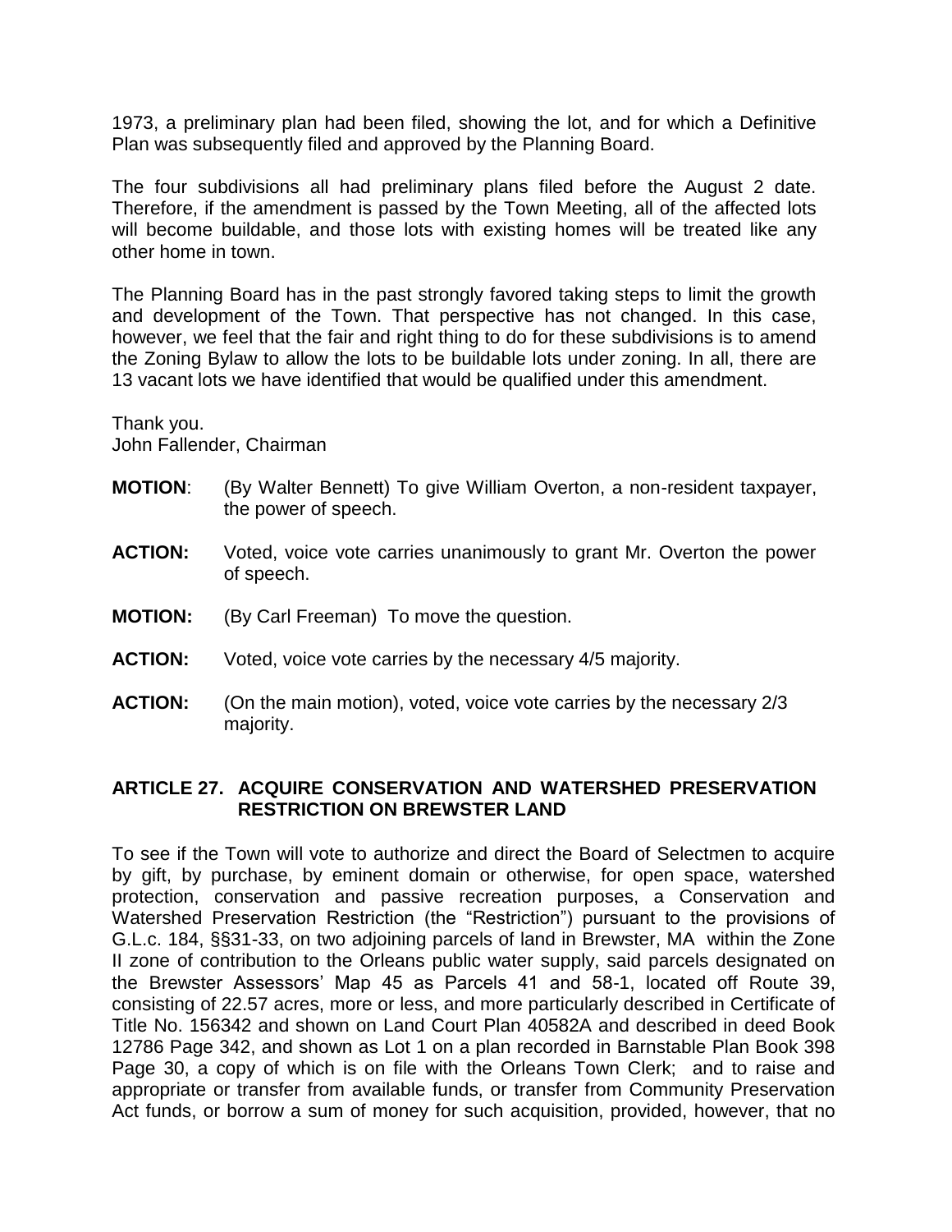1973, a preliminary plan had been filed, showing the lot, and for which a Definitive Plan was subsequently filed and approved by the Planning Board.

The four subdivisions all had preliminary plans filed before the August 2 date. Therefore, if the amendment is passed by the Town Meeting, all of the affected lots will become buildable, and those lots with existing homes will be treated like any other home in town.

The Planning Board has in the past strongly favored taking steps to limit the growth and development of the Town. That perspective has not changed. In this case, however, we feel that the fair and right thing to do for these subdivisions is to amend the Zoning Bylaw to allow the lots to be buildable lots under zoning. In all, there are 13 vacant lots we have identified that would be qualified under this amendment.

Thank you.
John Fallender, Chairman

**MOTION**: (By Walter Bennett) To give William Overton, a non-resident taxpayer, the power of speech.

**ACTION:** Voted, voice vote carries unanimously to grant Mr. Overton the power of speech.

**MOTION:** (By Carl Freeman) To move the question.

**ACTION:** Voted, voice vote carries by the necessary 4/5 majority.

**ACTION:** (On the main motion), voted, voice vote carries by the necessary 2/3 majority.

## ARTICLE 27. ACQUIRE CONSERVATION AND WATERSHED PRESERVATION RESTRICTION ON BREWSTER LAND

To see if the Town will vote to authorize and direct the Board of Selectmen to acquire by gift, by purchase, by eminent domain or otherwise, for open space, watershed protection, conservation and passive recreation purposes, a Conservation and Watershed Preservation Restriction (the "Restriction") pursuant to the provisions of G.L.c. 184, §§31-33, on two adjoining parcels of land in Brewster, MA within the Zone II zone of contribution to the Orleans public water supply, said parcels designated on the Brewster Assessors' Map 45 as Parcels 41 and 58-1, located off Route 39, consisting of 22.57 acres, more or less, and more particularly described in Certificate of Title No. 156342 and shown on Land Court Plan 40582A and described in deed Book 12786 Page 342, and shown as Lot 1 on a plan recorded in Barnstable Plan Book 398 Page 30, a copy of which is on file with the Orleans Town Clerk; and to raise and appropriate or transfer from available funds, or transfer from Community Preservation Act funds, or borrow a sum of money for such acquisition, provided, however, that no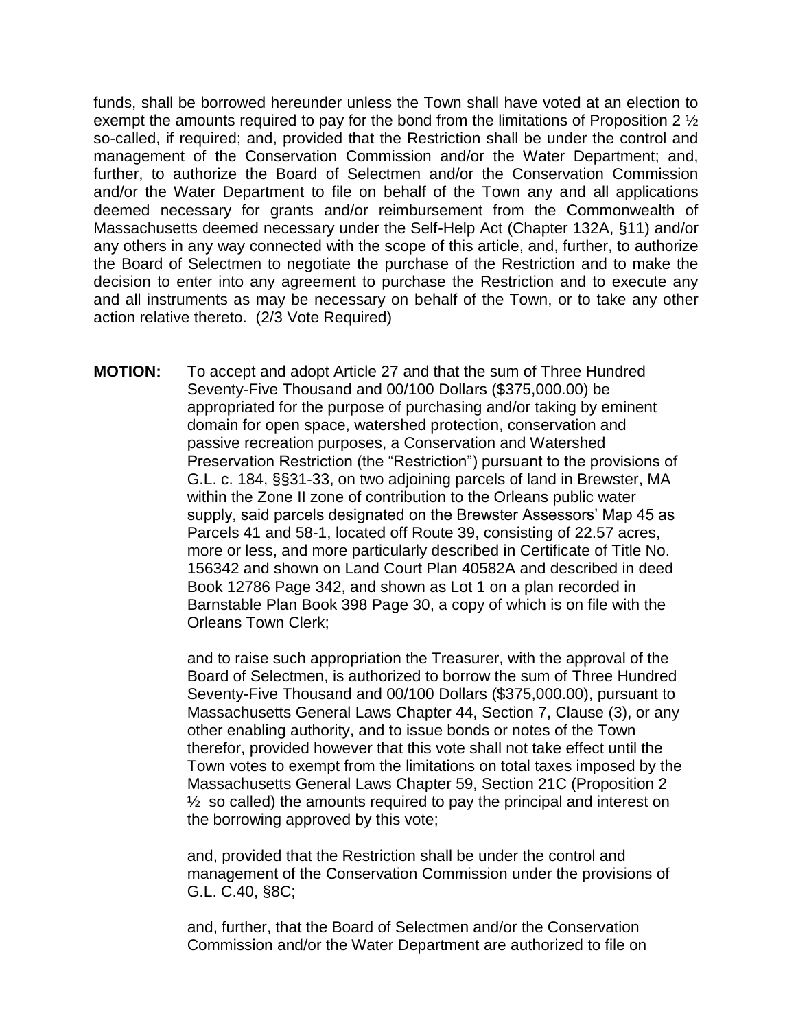funds, shall be borrowed hereunder unless the Town shall have voted at an election to exempt the amounts required to pay for the bond from the limitations of Proposition 2 ½ so-called, if required; and, provided that the Restriction shall be under the control and management of the Conservation Commission and/or the Water Department; and, further, to authorize the Board of Selectmen and/or the Conservation Commission and/or the Water Department to file on behalf of the Town any and all applications deemed necessary for grants and/or reimbursement from the Commonwealth of Massachusetts deemed necessary under the Self-Help Act (Chapter 132A, §11) and/or any others in any way connected with the scope of this article, and, further, to authorize the Board of Selectmen to negotiate the purchase of the Restriction and to make the decision to enter into any agreement to purchase the Restriction and to execute any and all instruments as may be necessary on behalf of the Town, or to take any other action relative thereto. (2/3 Vote Required)

**MOTION:** To accept and adopt Article 27 and that the sum of Three Hundred Seventy-Five Thousand and 00/100 Dollars ($375,000.00) be appropriated for the purpose of purchasing and/or taking by eminent domain for open space, watershed protection, conservation and passive recreation purposes, a Conservation and Watershed Preservation Restriction (the "Restriction") pursuant to the provisions of G.L. c. 184, §§31-33, on two adjoining parcels of land in Brewster, MA within the Zone II zone of contribution to the Orleans public water supply, said parcels designated on the Brewster Assessors' Map 45 as Parcels 41 and 58-1, located off Route 39, consisting of 22.57 acres, more or less, and more particularly described in Certificate of Title No. 156342 and shown on Land Court Plan 40582A and described in deed Book 12786 Page 342, and shown as Lot 1 on a plan recorded in Barnstable Plan Book 398 Page 30, a copy of which is on file with the Orleans Town Clerk;

and to raise such appropriation the Treasurer, with the approval of the Board of Selectmen, is authorized to borrow the sum of Three Hundred Seventy-Five Thousand and 00/100 Dollars ($375,000.00), pursuant to Massachusetts General Laws Chapter 44, Section 7, Clause (3), or any other enabling authority, and to issue bonds or notes of the Town therefor, provided however that this vote shall not take effect until the Town votes to exempt from the limitations on total taxes imposed by the Massachusetts General Laws Chapter 59, Section 21C (Proposition 2 ½ so called) the amounts required to pay the principal and interest on the borrowing approved by this vote;

and, provided that the Restriction shall be under the control and management of the Conservation Commission under the provisions of G.L. C.40, §8C;

and, further, that the Board of Selectmen and/or the Conservation Commission and/or the Water Department are authorized to file on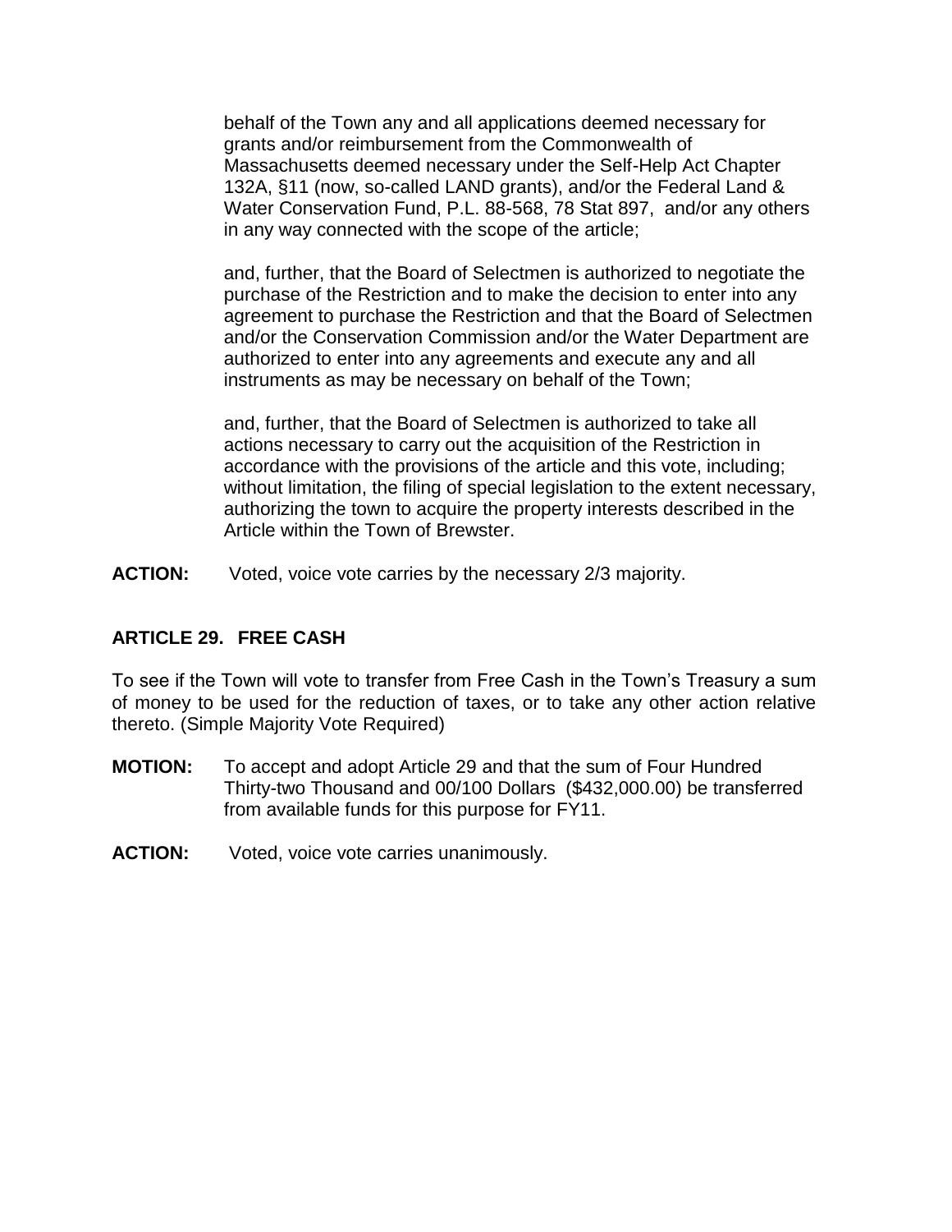behalf of the Town any and all applications deemed necessary for grants and/or reimbursement from the Commonwealth of Massachusetts deemed necessary under the Self-Help Act Chapter 132A, §11 (now, so-called LAND grants), and/or the Federal Land & Water Conservation Fund, P.L. 88-568, 78 Stat 897, and/or any others in any way connected with the scope of the article;

and, further, that the Board of Selectmen is authorized to negotiate the purchase of the Restriction and to make the decision to enter into any agreement to purchase the Restriction and that the Board of Selectmen and/or the Conservation Commission and/or the Water Department are authorized to enter into any agreements and execute any and all instruments as may be necessary on behalf of the Town;

and, further, that the Board of Selectmen is authorized to take all actions necessary to carry out the acquisition of the Restriction in accordance with the provisions of the article and this vote, including; without limitation, the filing of special legislation to the extent necessary, authorizing the town to acquire the property interests described in the Article within the Town of Brewster.

**ACTION:** Voted, voice vote carries by the necessary 2/3 majority.

## ARTICLE 29. FREE CASH

To see if the Town will vote to transfer from Free Cash in the Town's Treasury a sum of money to be used for the reduction of taxes, or to take any other action relative thereto. (Simple Majority Vote Required)

**MOTION:** To accept and adopt Article 29 and that the sum of Four Hundred Thirty-two Thousand and 00/100 Dollars ($432,000.00) be transferred from available funds for this purpose for FY11.

**ACTION:** Voted, voice vote carries unanimously.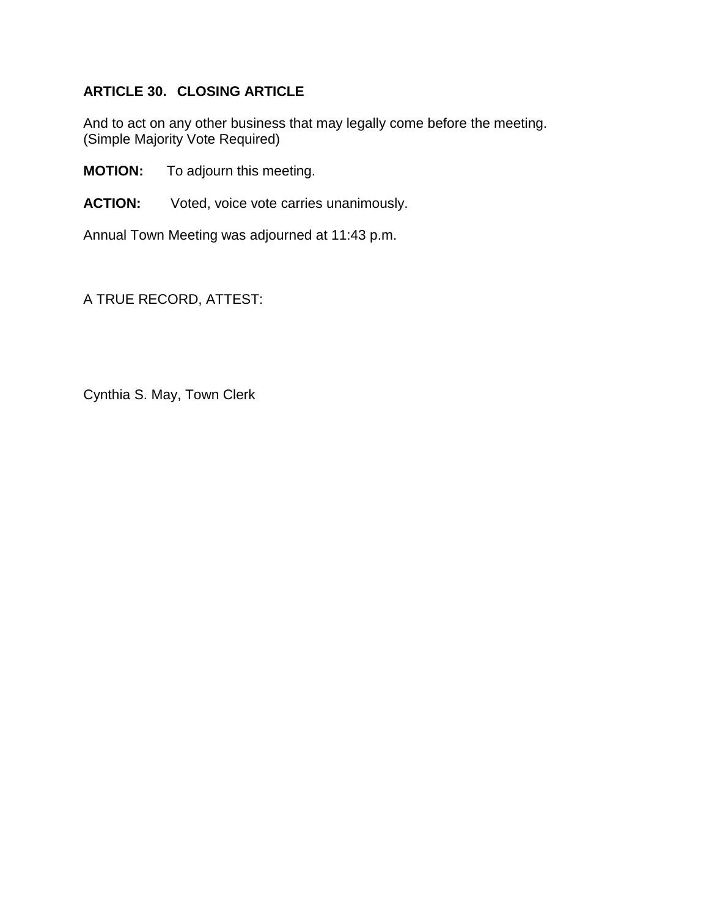**ARTICLE 30. CLOSING ARTICLE**

And to act on any other business that may legally come before the meeting.
(Simple Majority Vote Required)

**MOTION:** To adjourn this meeting.

**ACTION:** Voted, voice vote carries unanimously.

Annual Town Meeting was adjourned at 11:43 p.m.

A TRUE RECORD, ATTEST:

Cynthia S. May, Town Clerk